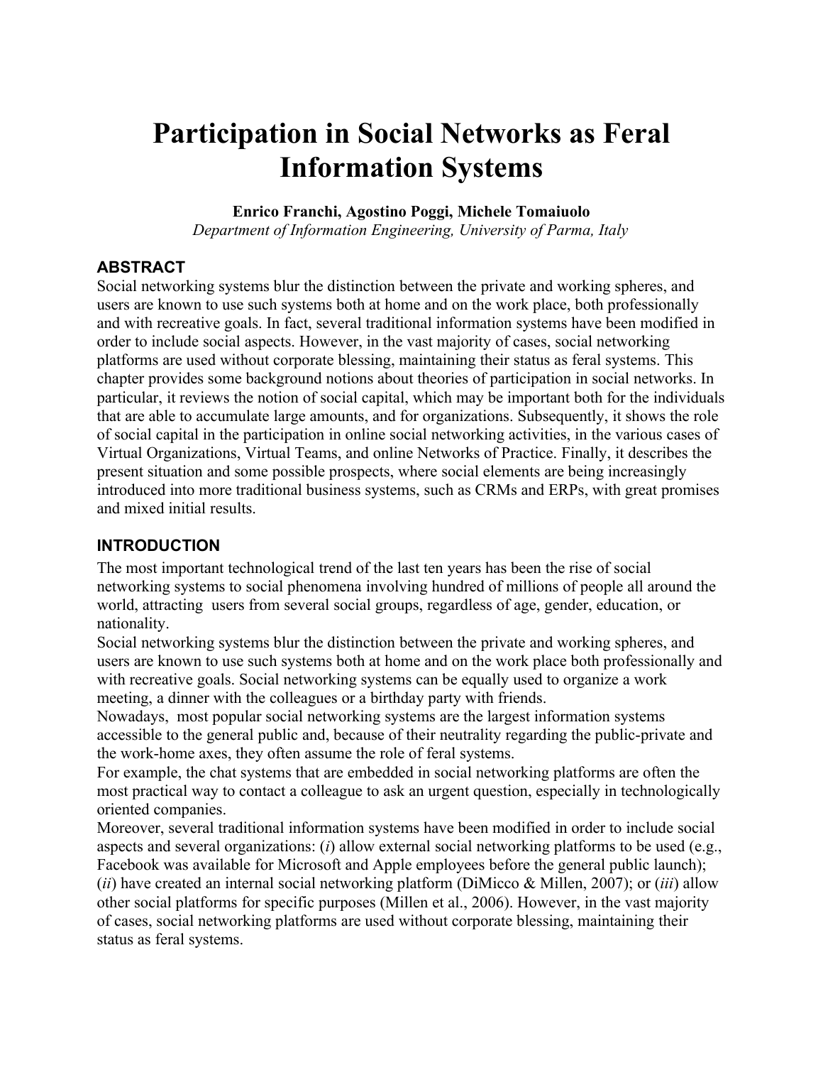# Participation in Social Networks as Feral Information Systems

**Enrico Franchi, Agostino Poggi, Michele Tomaiuolo**
*Department of Information Engineering, University of Parma, Italy*

## ABSTRACT

Social networking systems blur the distinction between the private and working spheres, and users are known to use such systems both at home and on the work place, both professionally and with recreative goals. In fact, several traditional information systems have been modified in order to include social aspects. However, in the vast majority of cases, social networking platforms are used without corporate blessing, maintaining their status as feral systems. This chapter provides some background notions about theories of participation in social networks. In particular, it reviews the notion of social capital, which may be important both for the individuals that are able to accumulate large amounts, and for organizations. Subsequently, it shows the role of social capital in the participation in online social networking activities, in the various cases of Virtual Organizations, Virtual Teams, and online Networks of Practice. Finally, it describes the present situation and some possible prospects, where social elements are being increasingly introduced into more traditional business systems, such as CRMs and ERPs, with great promises and mixed initial results.

## INTRODUCTION

The most important technological trend of the last ten years has been the rise of social networking systems to social phenomena involving hundred of millions of people all around the world, attracting users from several social groups, regardless of age, gender, education, or nationality.

Social networking systems blur the distinction between the private and working spheres, and users are known to use such systems both at home and on the work place both professionally and with recreative goals. Social networking systems can be equally used to organize a work meeting, a dinner with the colleagues or a birthday party with friends.

Nowadays, most popular social networking systems are the largest information systems accessible to the general public and, because of their neutrality regarding the public-private and the work-home axes, they often assume the role of feral systems.

For example, the chat systems that are embedded in social networking platforms are often the most practical way to contact a colleague to ask an urgent question, especially in technologically oriented companies.

Moreover, several traditional information systems have been modified in order to include social aspects and several organizations: (*i*) allow external social networking platforms to be used (e.g., Facebook was available for Microsoft and Apple employees before the general public launch); (*ii*) have created an internal social networking platform (DiMicco & Millen, 2007); or (*iii*) allow other social platforms for specific purposes (Millen et al., 2006). However, in the vast majority of cases, social networking platforms are used without corporate blessing, maintaining their status as feral systems.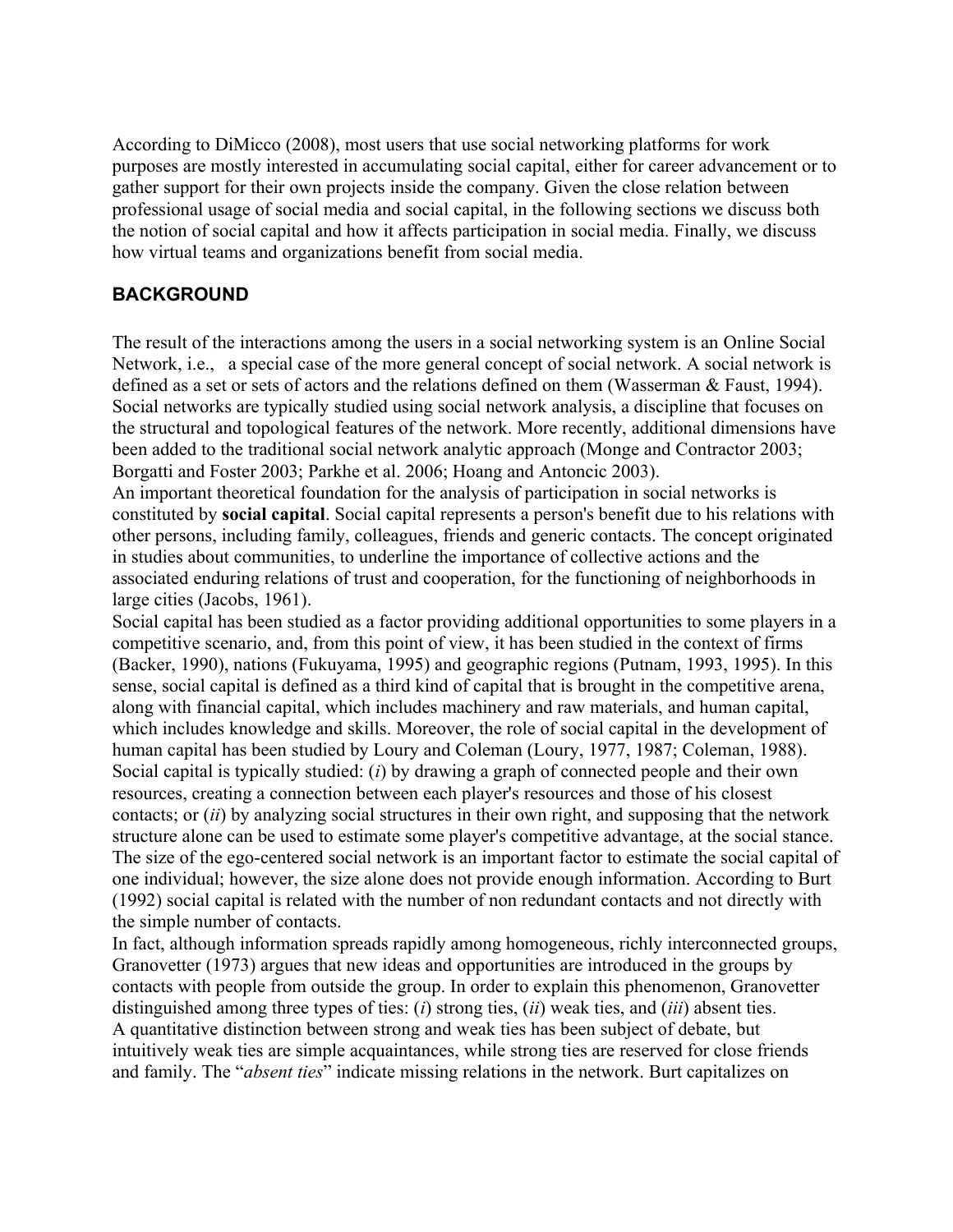According to DiMicco (2008), most users that use social networking platforms for work purposes are mostly interested in accumulating social capital, either for career advancement or to gather support for their own projects inside the company. Given the close relation between professional usage of social media and social capital, in the following sections we discuss both the notion of social capital and how it affects participation in social media. Finally, we discuss how virtual teams and organizations benefit from social media.

## BACKGROUND

The result of the interactions among the users in a social networking system is an Online Social Network, i.e., a special case of the more general concept of social network. A social network is defined as a set or sets of actors and the relations defined on them (Wasserman & Faust, 1994). Social networks are typically studied using social network analysis, a discipline that focuses on the structural and topological features of the network. More recently, additional dimensions have been added to the traditional social network analytic approach (Monge and Contractor 2003; Borgatti and Foster 2003; Parkhe et al. 2006; Hoang and Antoncic 2003).

An important theoretical foundation for the analysis of participation in social networks is constituted by **social capital**. Social capital represents a person's benefit due to his relations with other persons, including family, colleagues, friends and generic contacts. The concept originated in studies about communities, to underline the importance of collective actions and the associated enduring relations of trust and cooperation, for the functioning of neighborhoods in large cities (Jacobs, 1961).

Social capital has been studied as a factor providing additional opportunities to some players in a competitive scenario, and, from this point of view, it has been studied in the context of firms (Backer, 1990), nations (Fukuyama, 1995) and geographic regions (Putnam, 1993, 1995). In this sense, social capital is defined as a third kind of capital that is brought in the competitive arena, along with financial capital, which includes machinery and raw materials, and human capital, which includes knowledge and skills. Moreover, the role of social capital in the development of human capital has been studied by Loury and Coleman (Loury, 1977, 1987; Coleman, 1988).

Social capital is typically studied: (*i*) by drawing a graph of connected people and their own resources, creating a connection between each player's resources and those of his closest contacts; or (*ii*) by analyzing social structures in their own right, and supposing that the network structure alone can be used to estimate some player's competitive advantage, at the social stance. The size of the ego-centered social network is an important factor to estimate the social capital of one individual; however, the size alone does not provide enough information. According to Burt (1992) social capital is related with the number of non redundant contacts and not directly with the simple number of contacts.

In fact, although information spreads rapidly among homogeneous, richly interconnected groups, Granovetter (1973) argues that new ideas and opportunities are introduced in the groups by contacts with people from outside the group. In order to explain this phenomenon, Granovetter distinguished among three types of ties: (*i*) strong ties, (*ii*) weak ties, and (*iii*) absent ties.

A quantitative distinction between strong and weak ties has been subject of debate, but intuitively weak ties are simple acquaintances, while strong ties are reserved for close friends and family. The "*absent ties*" indicate missing relations in the network. Burt capitalizes on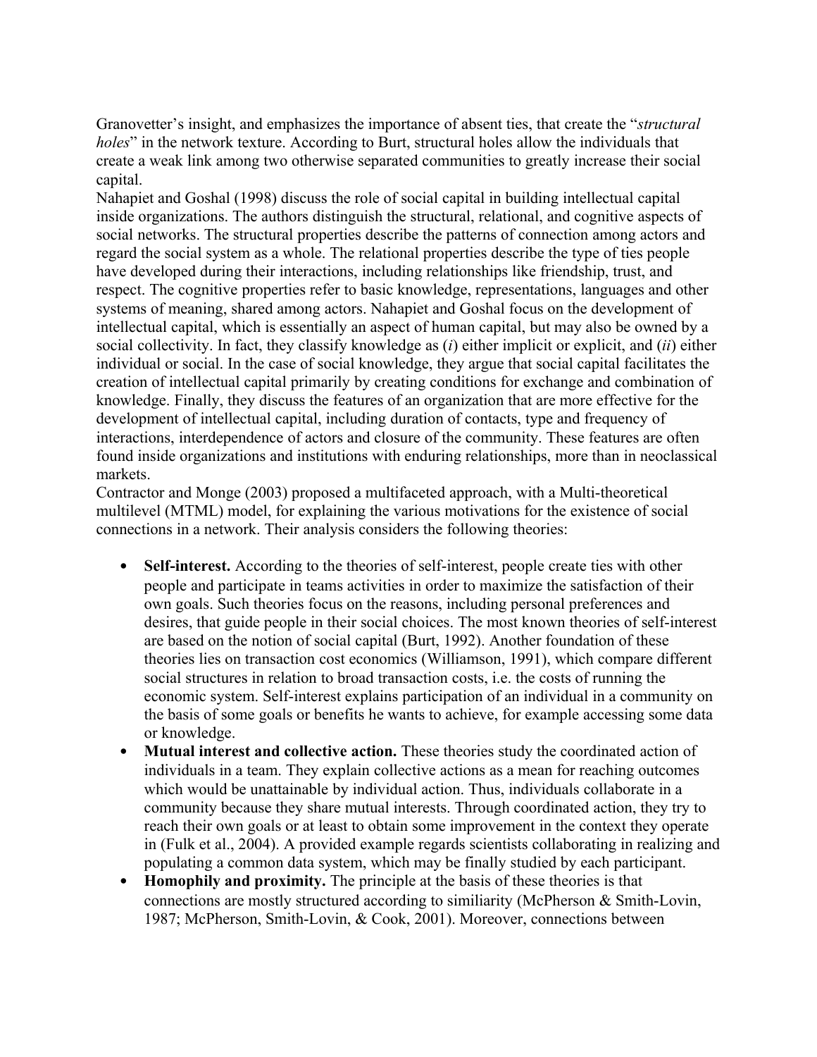Granovetter's insight, and emphasizes the importance of absent ties, that create the "*structural holes*" in the network texture. According to Burt, structural holes allow the individuals that create a weak link among two otherwise separated communities to greatly increase their social capital.

Nahapiet and Goshal (1998) discuss the role of social capital in building intellectual capital inside organizations. The authors distinguish the structural, relational, and cognitive aspects of social networks. The structural properties describe the patterns of connection among actors and regard the social system as a whole. The relational properties describe the type of ties people have developed during their interactions, including relationships like friendship, trust, and respect. The cognitive properties refer to basic knowledge, representations, languages and other systems of meaning, shared among actors. Nahapiet and Goshal focus on the development of intellectual capital, which is essentially an aspect of human capital, but may also be owned by a social collectivity. In fact, they classify knowledge as (*i*) either implicit or explicit, and (*ii*) either individual or social. In the case of social knowledge, they argue that social capital facilitates the creation of intellectual capital primarily by creating conditions for exchange and combination of knowledge. Finally, they discuss the features of an organization that are more effective for the development of intellectual capital, including duration of contacts, type and frequency of interactions, interdependence of actors and closure of the community. These features are often found inside organizations and institutions with enduring relationships, more than in neoclassical markets.

Contractor and Monge (2003) proposed a multifaceted approach, with a Multi-theoretical multilevel (MTML) model, for explaining the various motivations for the existence of social connections in a network. Their analysis considers the following theories:

- **Self-interest.** According to the theories of self-interest, people create ties with other people and participate in teams activities in order to maximize the satisfaction of their own goals. Such theories focus on the reasons, including personal preferences and desires, that guide people in their social choices. The most known theories of self-interest are based on the notion of social capital (Burt, 1992). Another foundation of these theories lies on transaction cost economics (Williamson, 1991), which compare different social structures in relation to broad transaction costs, i.e. the costs of running the economic system. Self-interest explains participation of an individual in a community on the basis of some goals or benefits he wants to achieve, for example accessing some data or knowledge.
- **Mutual interest and collective action.** These theories study the coordinated action of individuals in a team. They explain collective actions as a mean for reaching outcomes which would be unattainable by individual action. Thus, individuals collaborate in a community because they share mutual interests. Through coordinated action, they try to reach their own goals or at least to obtain some improvement in the context they operate in (Fulk et al., 2004). A provided example regards scientists collaborating in realizing and populating a common data system, which may be finally studied by each participant.
- **Homophily and proximity.** The principle at the basis of these theories is that connections are mostly structured according to similiarity (McPherson & Smith-Lovin, 1987; McPherson, Smith-Lovin, & Cook, 2001). Moreover, connections between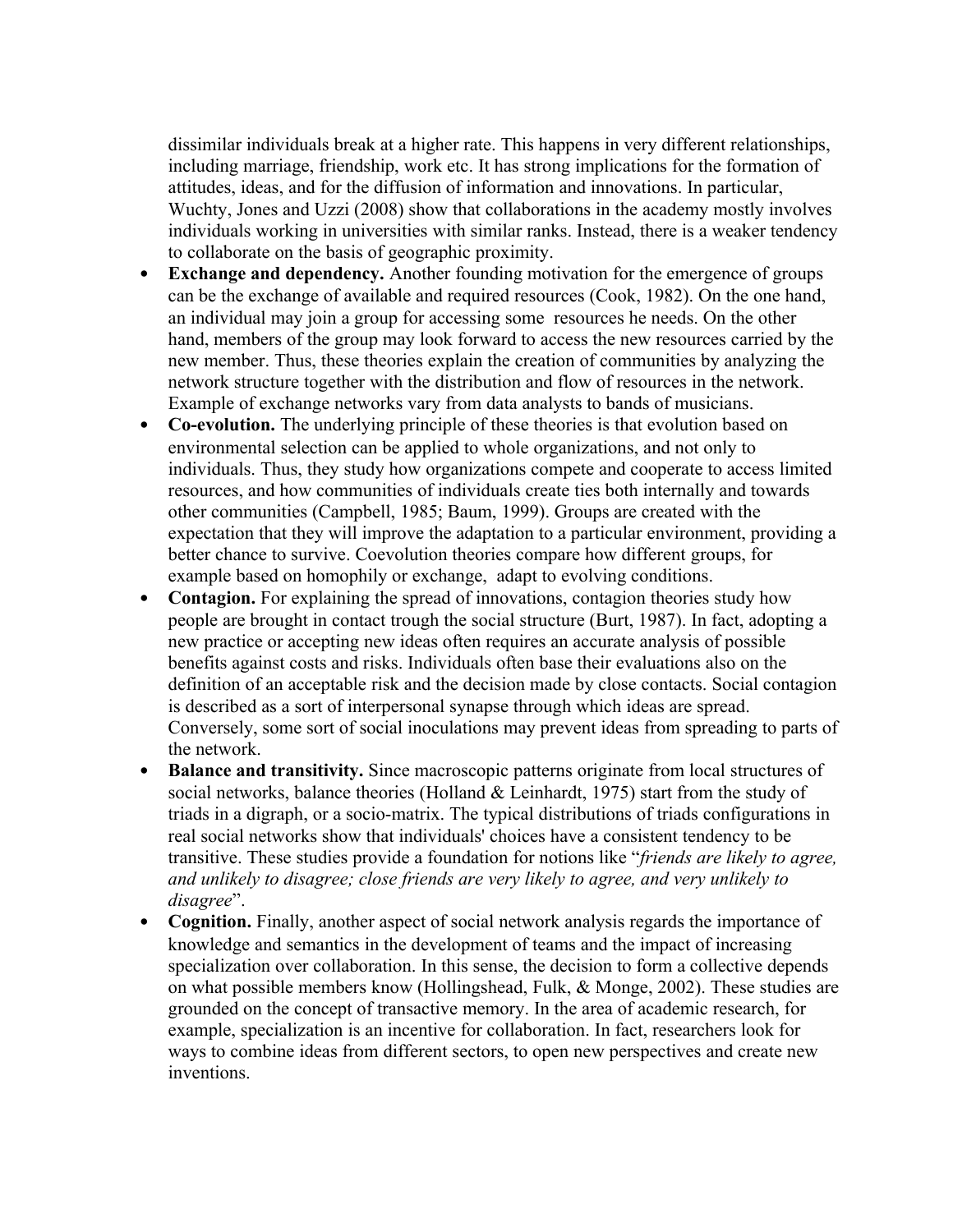dissimilar individuals break at a higher rate. This happens in very different relationships, including marriage, friendship, work etc. It has strong implications for the formation of attitudes, ideas, and for the diffusion of information and innovations. In particular, Wuchty, Jones and Uzzi (2008) show that collaborations in the academy mostly involves individuals working in universities with similar ranks. Instead, there is a weaker tendency to collaborate on the basis of geographic proximity.

- **Exchange and dependency.** Another founding motivation for the emergence of groups can be the exchange of available and required resources (Cook, 1982). On the one hand, an individual may join a group for accessing some resources he needs. On the other hand, members of the group may look forward to access the new resources carried by the new member. Thus, these theories explain the creation of communities by analyzing the network structure together with the distribution and flow of resources in the network. Example of exchange networks vary from data analysts to bands of musicians.
- **Co-evolution.** The underlying principle of these theories is that evolution based on environmental selection can be applied to whole organizations, and not only to individuals. Thus, they study how organizations compete and cooperate to access limited resources, and how communities of individuals create ties both internally and towards other communities (Campbell, 1985; Baum, 1999). Groups are created with the expectation that they will improve the adaptation to a particular environment, providing a better chance to survive. Coevolution theories compare how different groups, for example based on homophily or exchange, adapt to evolving conditions.
- **Contagion.** For explaining the spread of innovations, contagion theories study how people are brought in contact trough the social structure (Burt, 1987). In fact, adopting a new practice or accepting new ideas often requires an accurate analysis of possible benefits against costs and risks. Individuals often base their evaluations also on the definition of an acceptable risk and the decision made by close contacts. Social contagion is described as a sort of interpersonal synapse through which ideas are spread. Conversely, some sort of social inoculations may prevent ideas from spreading to parts of the network.
- **Balance and transitivity.** Since macroscopic patterns originate from local structures of social networks, balance theories (Holland & Leinhardt, 1975) start from the study of triads in a digraph, or a socio-matrix. The typical distributions of triads configurations in real social networks show that individuals' choices have a consistent tendency to be transitive. These studies provide a foundation for notions like "*friends are likely to agree, and unlikely to disagree; close friends are very likely to agree, and very unlikely to disagree*".
- **Cognition.** Finally, another aspect of social network analysis regards the importance of knowledge and semantics in the development of teams and the impact of increasing specialization over collaboration. In this sense, the decision to form a collective depends on what possible members know (Hollingshead, Fulk, & Monge, 2002). These studies are grounded on the concept of transactive memory. In the area of academic research, for example, specialization is an incentive for collaboration. In fact, researchers look for ways to combine ideas from different sectors, to open new perspectives and create new inventions.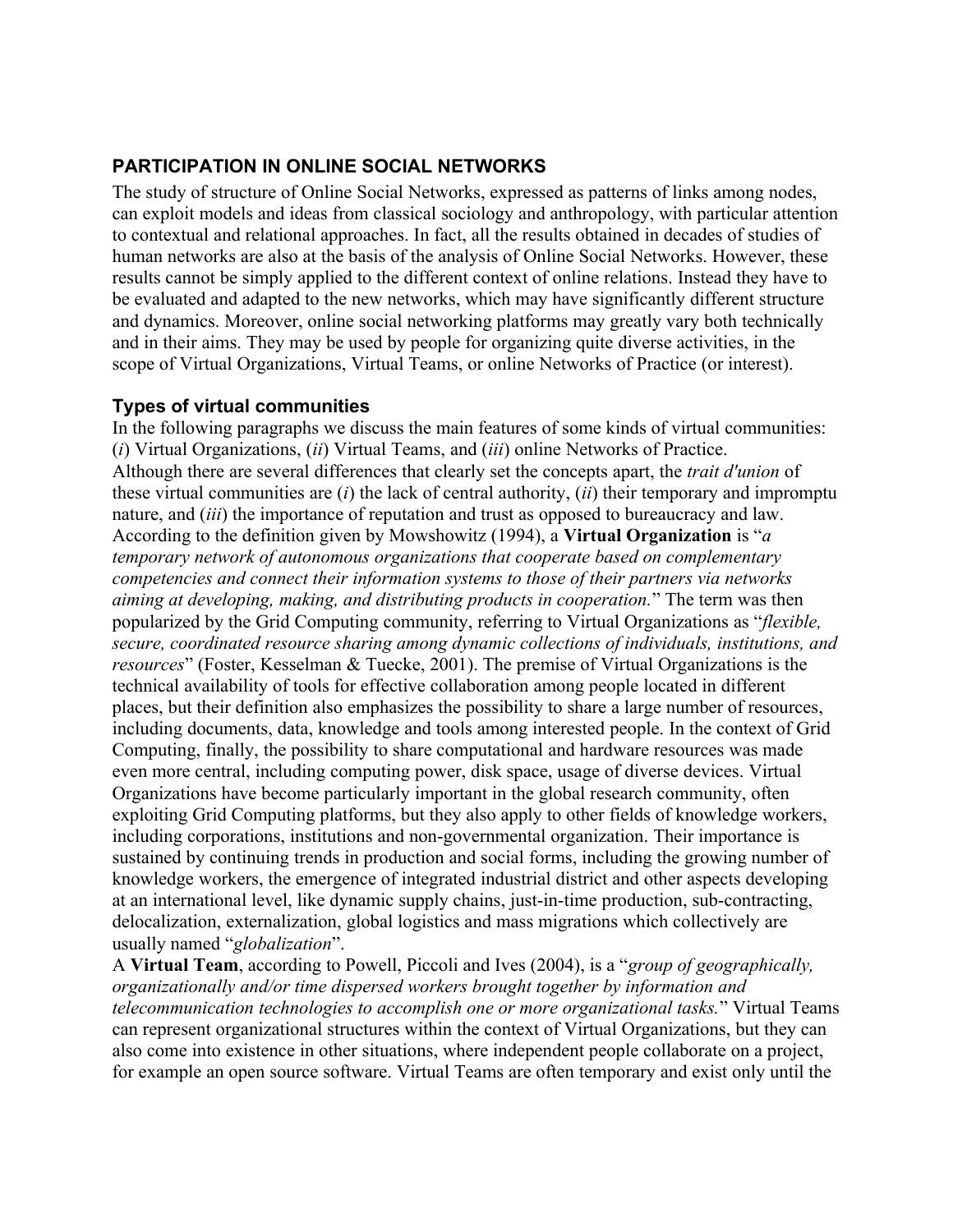## PARTICIPATION IN ONLINE SOCIAL NETWORKS

The study of structure of Online Social Networks, expressed as patterns of links among nodes, can exploit models and ideas from classical sociology and anthropology, with particular attention to contextual and relational approaches. In fact, all the results obtained in decades of studies of human networks are also at the basis of the analysis of Online Social Networks. However, these results cannot be simply applied to the different context of online relations. Instead they have to be evaluated and adapted to the new networks, which may have significantly different structure and dynamics. Moreover, online social networking platforms may greatly vary both technically and in their aims. They may be used by people for organizing quite diverse activities, in the scope of Virtual Organizations, Virtual Teams, or online Networks of Practice (or interest).

### Types of virtual communities

In the following paragraphs we discuss the main features of some kinds of virtual communities: (*i*) Virtual Organizations, (*ii*) Virtual Teams, and (*iii*) online Networks of Practice.
Although there are several differences that clearly set the concepts apart, the *trait d'union* of these virtual communities are (*i*) the lack of central authority, (*ii*) their temporary and impromptu nature, and (*iii*) the importance of reputation and trust as opposed to bureaucracy and law.
According to the definition given by Mowshowitz (1994), a **Virtual Organization** is "*a temporary network of autonomous organizations that cooperate based on complementary competencies and connect their information systems to those of their partners via networks aiming at developing, making, and distributing products in cooperation.*" The term was then popularized by the Grid Computing community, referring to Virtual Organizations as "*flexible, secure, coordinated resource sharing among dynamic collections of individuals, institutions, and resources*" (Foster, Kesselman & Tuecke, 2001). The premise of Virtual Organizations is the technical availability of tools for effective collaboration among people located in different places, but their definition also emphasizes the possibility to share a large number of resources, including documents, data, knowledge and tools among interested people. In the context of Grid Computing, finally, the possibility to share computational and hardware resources was made even more central, including computing power, disk space, usage of diverse devices. Virtual Organizations have become particularly important in the global research community, often exploiting Grid Computing platforms, but they also apply to other fields of knowledge workers, including corporations, institutions and non-governmental organization. Their importance is sustained by continuing trends in production and social forms, including the growing number of knowledge workers, the emergence of integrated industrial district and other aspects developing at an international level, like dynamic supply chains, just-in-time production, sub-contracting, delocalization, externalization, global logistics and mass migrations which collectively are usually named "*globalization*".
A **Virtual Team**, according to Powell, Piccoli and Ives (2004), is a "*group of geographically, organizationally and/or time dispersed workers brought together by information and telecommunication technologies to accomplish one or more organizational tasks.*" Virtual Teams can represent organizational structures within the context of Virtual Organizations, but they can also come into existence in other situations, where independent people collaborate on a project, for example an open source software. Virtual Teams are often temporary and exist only until the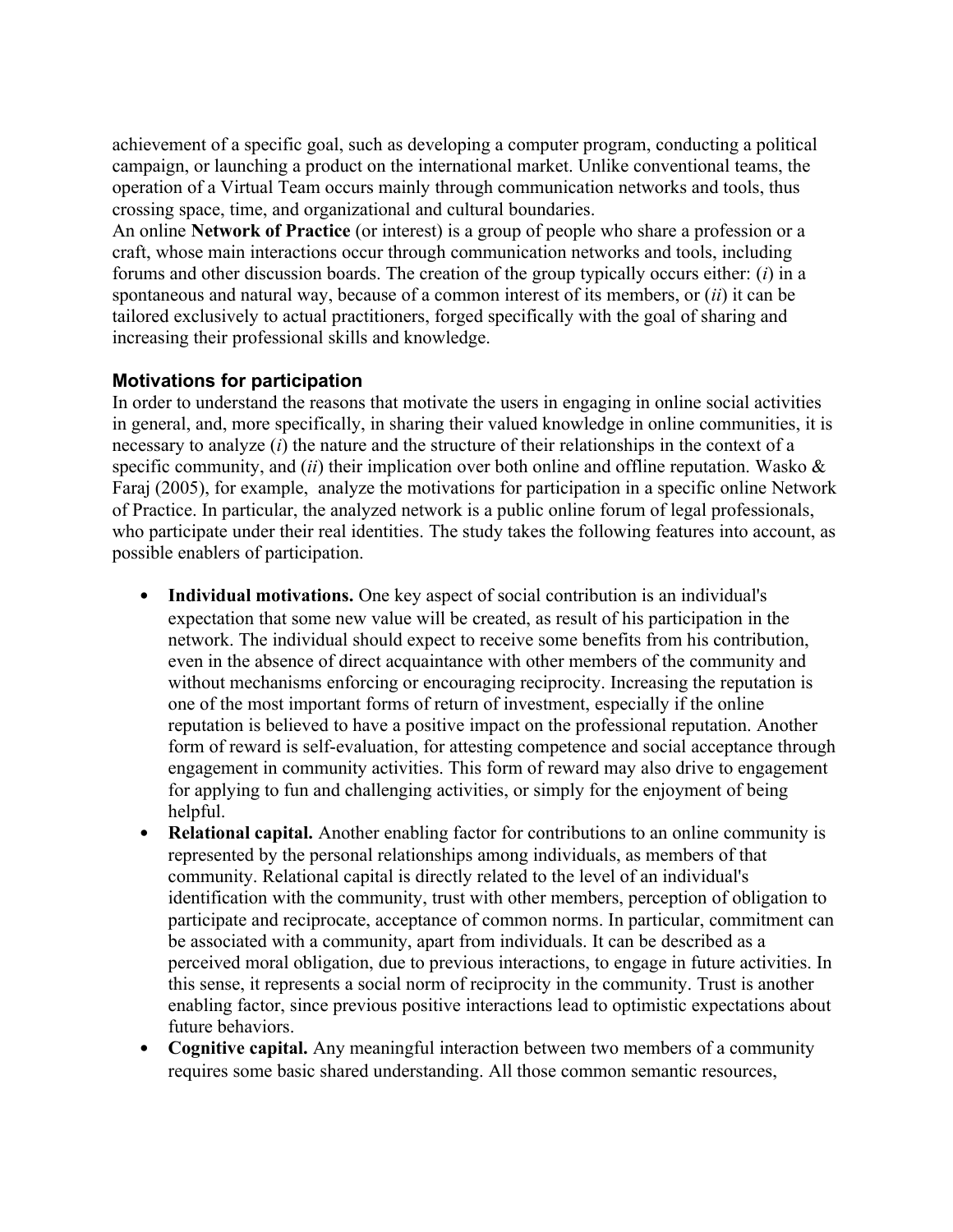achievement of a specific goal, such as developing a computer program, conducting a political campaign, or launching a product on the international market. Unlike conventional teams, the operation of a Virtual Team occurs mainly through communication networks and tools, thus crossing space, time, and organizational and cultural boundaries.

An online **Network of Practice** (or interest) is a group of people who share a profession or a craft, whose main interactions occur through communication networks and tools, including forums and other discussion boards. The creation of the group typically occurs either: (*i*) in a spontaneous and natural way, because of a common interest of its members, or (*ii*) it can be tailored exclusively to actual practitioners, forged specifically with the goal of sharing and increasing their professional skills and knowledge.

### Motivations for participation

In order to understand the reasons that motivate the users in engaging in online social activities in general, and, more specifically, in sharing their valued knowledge in online communities, it is necessary to analyze (*i*) the nature and the structure of their relationships in the context of a specific community, and (*ii*) their implication over both online and offline reputation. Wasko & Faraj (2005), for example, analyze the motivations for participation in a specific online Network of Practice. In particular, the analyzed network is a public online forum of legal professionals, who participate under their real identities. The study takes the following features into account, as possible enablers of participation.

- **Individual motivations.** One key aspect of social contribution is an individual's expectation that some new value will be created, as result of his participation in the network. The individual should expect to receive some benefits from his contribution, even in the absence of direct acquaintance with other members of the community and without mechanisms enforcing or encouraging reciprocity. Increasing the reputation is one of the most important forms of return of investment, especially if the online reputation is believed to have a positive impact on the professional reputation. Another form of reward is self-evaluation, for attesting competence and social acceptance through engagement in community activities. This form of reward may also drive to engagement for applying to fun and challenging activities, or simply for the enjoyment of being helpful.
- **Relational capital.** Another enabling factor for contributions to an online community is represented by the personal relationships among individuals, as members of that community. Relational capital is directly related to the level of an individual's identification with the community, trust with other members, perception of obligation to participate and reciprocate, acceptance of common norms. In particular, commitment can be associated with a community, apart from individuals. It can be described as a perceived moral obligation, due to previous interactions, to engage in future activities. In this sense, it represents a social norm of reciprocity in the community. Trust is another enabling factor, since previous positive interactions lead to optimistic expectations about future behaviors.
- **Cognitive capital.** Any meaningful interaction between two members of a community requires some basic shared understanding. All those common semantic resources,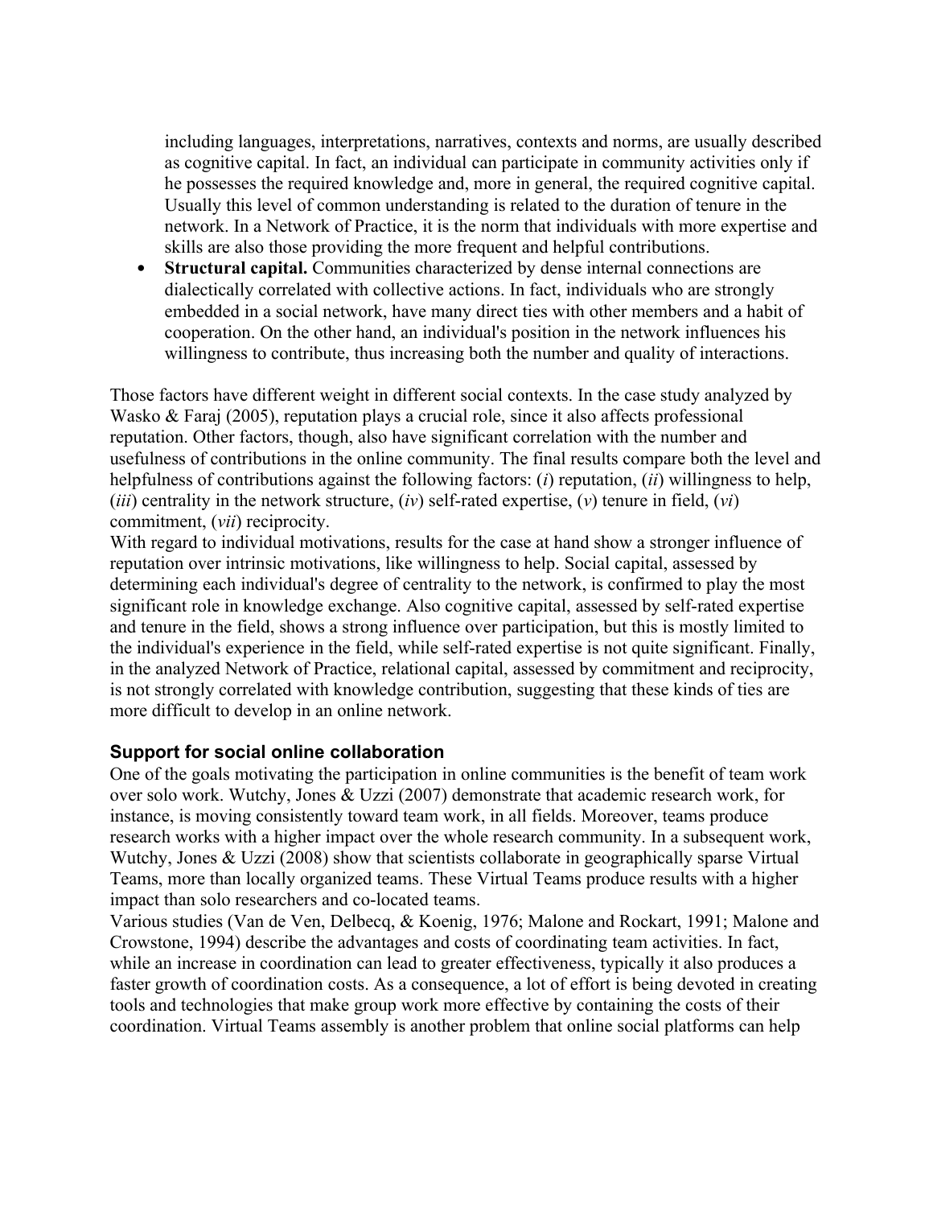including languages, interpretations, narratives, contexts and norms, are usually described as cognitive capital. In fact, an individual can participate in community activities only if he possesses the required knowledge and, more in general, the required cognitive capital. Usually this level of common understanding is related to the duration of tenure in the network. In a Network of Practice, it is the norm that individuals with more expertise and skills are also those providing the more frequent and helpful contributions.

- **Structural capital.** Communities characterized by dense internal connections are dialectically correlated with collective actions. In fact, individuals who are strongly embedded in a social network, have many direct ties with other members and a habit of cooperation. On the other hand, an individual's position in the network influences his willingness to contribute, thus increasing both the number and quality of interactions.

Those factors have different weight in different social contexts. In the case study analyzed by Wasko & Faraj (2005), reputation plays a crucial role, since it also affects professional reputation. Other factors, though, also have significant correlation with the number and usefulness of contributions in the online community. The final results compare both the level and helpfulness of contributions against the following factors: (*i*) reputation, (*ii*) willingness to help, (*iii*) centrality in the network structure, (*iv*) self-rated expertise, (*v*) tenure in field, (*vi*) commitment, (*vii*) reciprocity.

With regard to individual motivations, results for the case at hand show a stronger influence of reputation over intrinsic motivations, like willingness to help. Social capital, assessed by determining each individual's degree of centrality to the network, is confirmed to play the most significant role in knowledge exchange. Also cognitive capital, assessed by self-rated expertise and tenure in the field, shows a strong influence over participation, but this is mostly limited to the individual's experience in the field, while self-rated expertise is not quite significant. Finally, in the analyzed Network of Practice, relational capital, assessed by commitment and reciprocity, is not strongly correlated with knowledge contribution, suggesting that these kinds of ties are more difficult to develop in an online network.

### Support for social online collaboration

One of the goals motivating the participation in online communities is the benefit of team work over solo work. Wutchy, Jones & Uzzi (2007) demonstrate that academic research work, for instance, is moving consistently toward team work, in all fields. Moreover, teams produce research works with a higher impact over the whole research community. In a subsequent work, Wutchy, Jones & Uzzi (2008) show that scientists collaborate in geographically sparse Virtual Teams, more than locally organized teams. These Virtual Teams produce results with a higher impact than solo researchers and co-located teams.

Various studies (Van de Ven, Delbecq, & Koenig, 1976; Malone and Rockart, 1991; Malone and Crowstone, 1994) describe the advantages and costs of coordinating team activities. In fact, while an increase in coordination can lead to greater effectiveness, typically it also produces a faster growth of coordination costs. As a consequence, a lot of effort is being devoted in creating tools and technologies that make group work more effective by containing the costs of their coordination. Virtual Teams assembly is another problem that online social platforms can help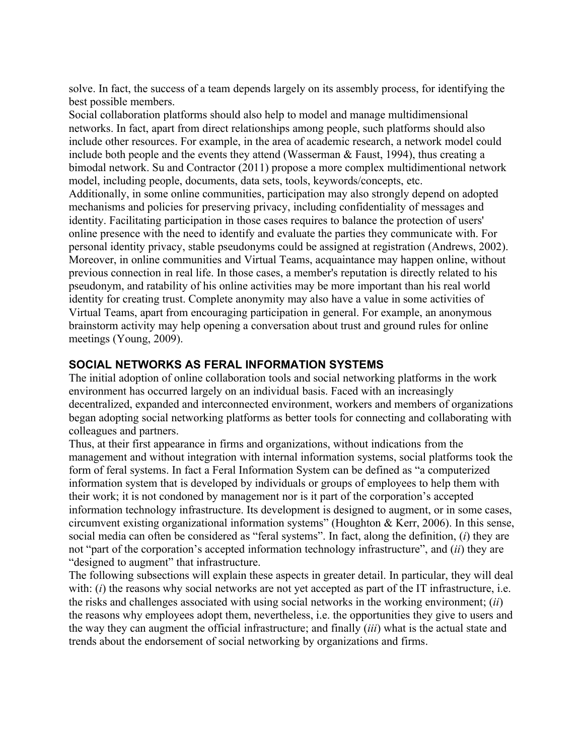solve. In fact, the success of a team depends largely on its assembly process, for identifying the best possible members.

Social collaboration platforms should also help to model and manage multidimensional networks. In fact, apart from direct relationships among people, such platforms should also include other resources. For example, in the area of academic research, a network model could include both people and the events they attend (Wasserman & Faust, 1994), thus creating a bimodal network. Su and Contractor (2011) propose a more complex multidimentional network model, including people, documents, data sets, tools, keywords/concepts, etc.

Additionally, in some online communities, participation may also strongly depend on adopted mechanisms and policies for preserving privacy, including confidentiality of messages and identity. Facilitating participation in those cases requires to balance the protection of users' online presence with the need to identify and evaluate the parties they communicate with. For personal identity privacy, stable pseudonyms could be assigned at registration (Andrews, 2002). Moreover, in online communities and Virtual Teams, acquaintance may happen online, without previous connection in real life. In those cases, a member's reputation is directly related to his pseudonym, and ratability of his online activities may be more important than his real world identity for creating trust. Complete anonymity may also have a value in some activities of Virtual Teams, apart from encouraging participation in general. For example, an anonymous brainstorm activity may help opening a conversation about trust and ground rules for online meetings (Young, 2009).

## SOCIAL NETWORKS AS FERAL INFORMATION SYSTEMS

The initial adoption of online collaboration tools and social networking platforms in the work environment has occurred largely on an individual basis. Faced with an increasingly decentralized, expanded and interconnected environment, workers and members of organizations began adopting social networking platforms as better tools for connecting and collaborating with colleagues and partners.

Thus, at their first appearance in firms and organizations, without indications from the management and without integration with internal information systems, social platforms took the form of feral systems. In fact a Feral Information System can be defined as "a computerized information system that is developed by individuals or groups of employees to help them with their work; it is not condoned by management nor is it part of the corporation's accepted information technology infrastructure. Its development is designed to augment, or in some cases, circumvent existing organizational information systems" (Houghton & Kerr, 2006). In this sense, social media can often be considered as "feral systems". In fact, along the definition, (*i*) they are not "part of the corporation's accepted information technology infrastructure", and (*ii*) they are "designed to augment" that infrastructure.

The following subsections will explain these aspects in greater detail. In particular, they will deal with: (*i*) the reasons why social networks are not yet accepted as part of the IT infrastructure, i.e. the risks and challenges associated with using social networks in the working environment; (*ii*) the reasons why employees adopt them, nevertheless, i.e. the opportunities they give to users and the way they can augment the official infrastructure; and finally (*iii*) what is the actual state and trends about the endorsement of social networking by organizations and firms.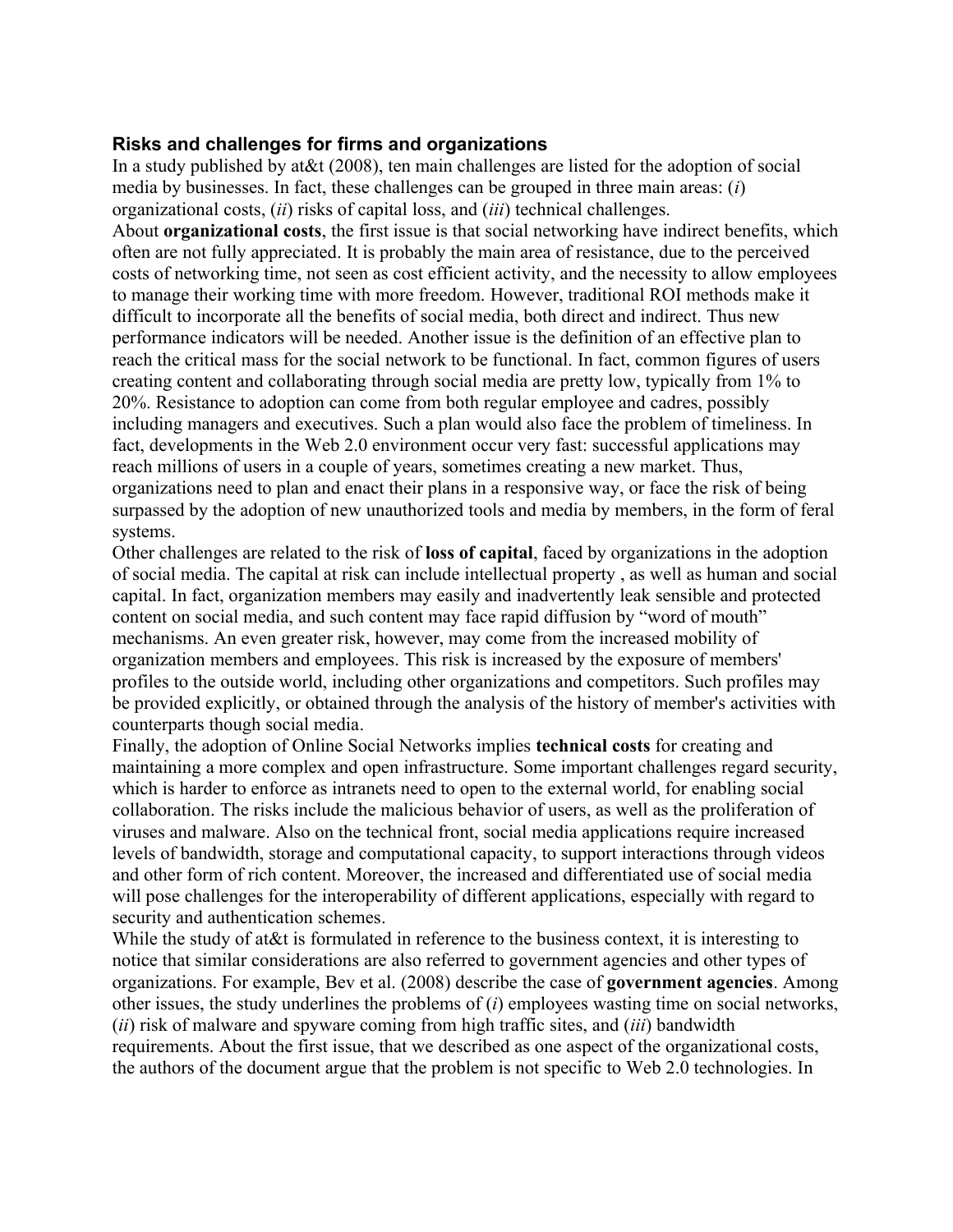### Risks and challenges for firms and organizations

In a study published by at&t (2008), ten main challenges are listed for the adoption of social media by businesses. In fact, these challenges can be grouped in three main areas: (*i*) organizational costs, (*ii*) risks of capital loss, and (*iii*) technical challenges.

About **organizational costs**, the first issue is that social networking have indirect benefits, which often are not fully appreciated. It is probably the main area of resistance, due to the perceived costs of networking time, not seen as cost efficient activity, and the necessity to allow employees to manage their working time with more freedom. However, traditional ROI methods make it difficult to incorporate all the benefits of social media, both direct and indirect. Thus new performance indicators will be needed. Another issue is the definition of an effective plan to reach the critical mass for the social network to be functional. In fact, common figures of users creating content and collaborating through social media are pretty low, typically from 1% to 20%. Resistance to adoption can come from both regular employee and cadres, possibly including managers and executives. Such a plan would also face the problem of timeliness. In fact, developments in the Web 2.0 environment occur very fast: successful applications may reach millions of users in a couple of years, sometimes creating a new market. Thus, organizations need to plan and enact their plans in a responsive way, or face the risk of being surpassed by the adoption of new unauthorized tools and media by members, in the form of feral systems.

Other challenges are related to the risk of **loss of capital**, faced by organizations in the adoption of social media. The capital at risk can include intellectual property , as well as human and social capital. In fact, organization members may easily and inadvertently leak sensible and protected content on social media, and such content may face rapid diffusion by "word of mouth" mechanisms. An even greater risk, however, may come from the increased mobility of organization members and employees. This risk is increased by the exposure of members' profiles to the outside world, including other organizations and competitors. Such profiles may be provided explicitly, or obtained through the analysis of the history of member's activities with counterparts though social media.

Finally, the adoption of Online Social Networks implies **technical costs** for creating and maintaining a more complex and open infrastructure. Some important challenges regard security, which is harder to enforce as intranets need to open to the external world, for enabling social collaboration. The risks include the malicious behavior of users, as well as the proliferation of viruses and malware. Also on the technical front, social media applications require increased levels of bandwidth, storage and computational capacity, to support interactions through videos and other form of rich content. Moreover, the increased and differentiated use of social media will pose challenges for the interoperability of different applications, especially with regard to security and authentication schemes.

While the study of at&t is formulated in reference to the business context, it is interesting to notice that similar considerations are also referred to government agencies and other types of organizations. For example, Bev et al. (2008) describe the case of **government agencies**. Among other issues, the study underlines the problems of (*i*) employees wasting time on social networks, (*ii*) risk of malware and spyware coming from high traffic sites, and (*iii*) bandwidth requirements. About the first issue, that we described as one aspect of the organizational costs, the authors of the document argue that the problem is not specific to Web 2.0 technologies. In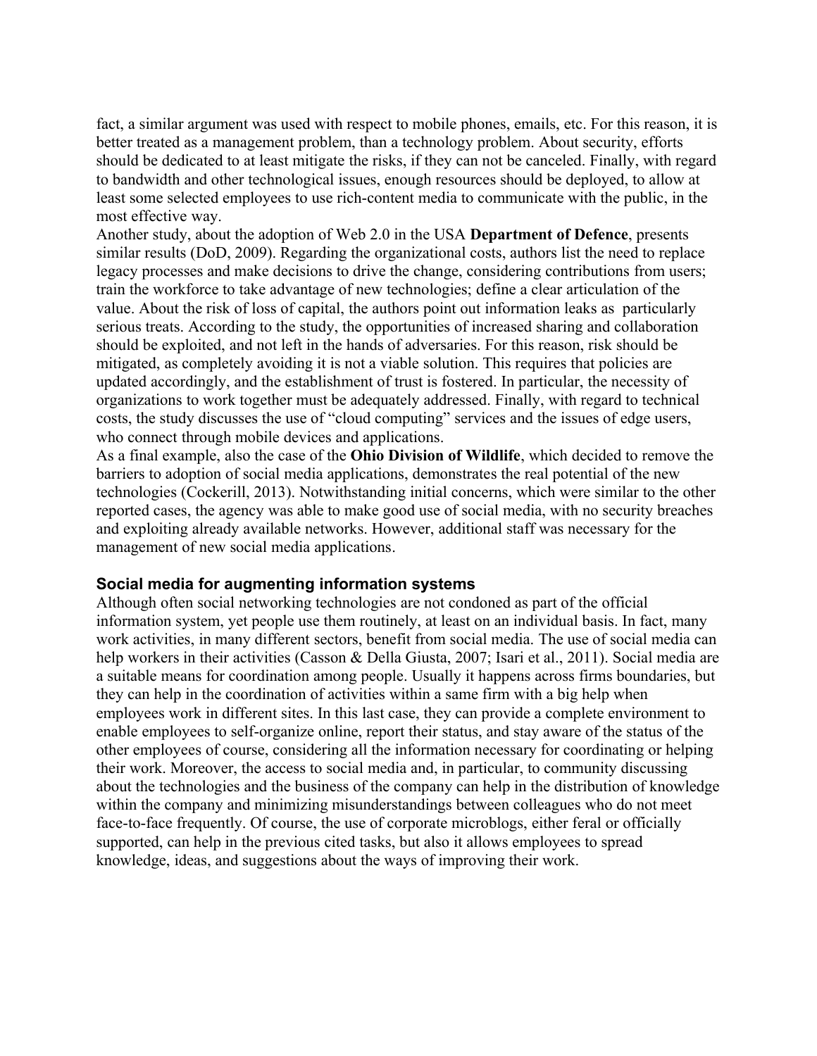fact, a similar argument was used with respect to mobile phones, emails, etc. For this reason, it is better treated as a management problem, than a technology problem. About security, efforts should be dedicated to at least mitigate the risks, if they can not be canceled. Finally, with regard to bandwidth and other technological issues, enough resources should be deployed, to allow at least some selected employees to use rich-content media to communicate with the public, in the most effective way.
Another study, about the adoption of Web 2.0 in the USA **Department of Defence**, presents similar results (DoD, 2009). Regarding the organizational costs, authors list the need to replace legacy processes and make decisions to drive the change, considering contributions from users; train the workforce to take advantage of new technologies; define a clear articulation of the value. About the risk of loss of capital, the authors point out information leaks as particularly serious treats. According to the study, the opportunities of increased sharing and collaboration should be exploited, and not left in the hands of adversaries. For this reason, risk should be mitigated, as completely avoiding it is not a viable solution. This requires that policies are updated accordingly, and the establishment of trust is fostered. In particular, the necessity of organizations to work together must be adequately addressed. Finally, with regard to technical costs, the study discusses the use of "cloud computing" services and the issues of edge users, who connect through mobile devices and applications.
As a final example, also the case of the **Ohio Division of Wildlife**, which decided to remove the barriers to adoption of social media applications, demonstrates the real potential of the new technologies (Cockerill, 2013). Notwithstanding initial concerns, which were similar to the other reported cases, the agency was able to make good use of social media, with no security breaches and exploiting already available networks. However, additional staff was necessary for the management of new social media applications.

### Social media for augmenting information systems

Although often social networking technologies are not condoned as part of the official information system, yet people use them routinely, at least on an individual basis. In fact, many work activities, in many different sectors, benefit from social media. The use of social media can help workers in their activities (Casson & Della Giusta, 2007; Isari et al., 2011). Social media are a suitable means for coordination among people. Usually it happens across firms boundaries, but they can help in the coordination of activities within a same firm with a big help when employees work in different sites. In this last case, they can provide a complete environment to enable employees to self-organize online, report their status, and stay aware of the status of the other employees of course, considering all the information necessary for coordinating or helping their work. Moreover, the access to social media and, in particular, to community discussing about the technologies and the business of the company can help in the distribution of knowledge within the company and minimizing misunderstandings between colleagues who do not meet face-to-face frequently. Of course, the use of corporate microblogs, either feral or officially supported, can help in the previous cited tasks, but also it allows employees to spread knowledge, ideas, and suggestions about the ways of improving their work.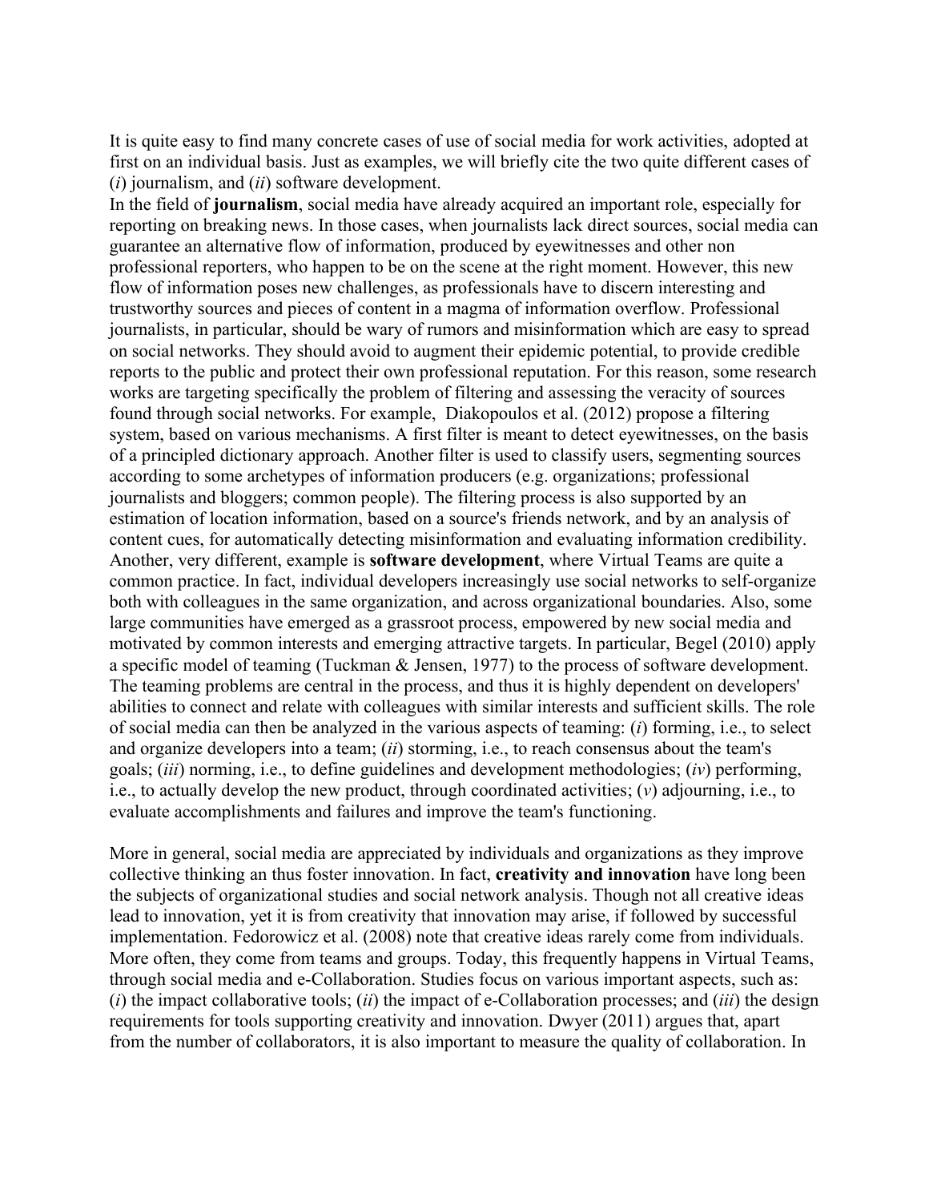It is quite easy to find many concrete cases of use of social media for work activities, adopted at first on an individual basis. Just as examples, we will briefly cite the two quite different cases of (*i*) journalism, and (*ii*) software development.

In the field of **journalism**, social media have already acquired an important role, especially for reporting on breaking news. In those cases, when journalists lack direct sources, social media can guarantee an alternative flow of information, produced by eyewitnesses and other non professional reporters, who happen to be on the scene at the right moment. However, this new flow of information poses new challenges, as professionals have to discern interesting and trustworthy sources and pieces of content in a magma of information overflow. Professional journalists, in particular, should be wary of rumors and misinformation which are easy to spread on social networks. They should avoid to augment their epidemic potential, to provide credible reports to the public and protect their own professional reputation. For this reason, some research works are targeting specifically the problem of filtering and assessing the veracity of sources found through social networks. For example, Diakopoulos et al. (2012) propose a filtering system, based on various mechanisms. A first filter is meant to detect eyewitnesses, on the basis of a principled dictionary approach. Another filter is used to classify users, segmenting sources according to some archetypes of information producers (e.g. organizations; professional journalists and bloggers; common people). The filtering process is also supported by an estimation of location information, based on a source's friends network, and by an analysis of content cues, for automatically detecting misinformation and evaluating information credibility.

Another, very different, example is **software development**, where Virtual Teams are quite a common practice. In fact, individual developers increasingly use social networks to self-organize both with colleagues in the same organization, and across organizational boundaries. Also, some large communities have emerged as a grassroot process, empowered by new social media and motivated by common interests and emerging attractive targets. In particular, Begel (2010) apply a specific model of teaming (Tuckman & Jensen, 1977) to the process of software development. The teaming problems are central in the process, and thus it is highly dependent on developers' abilities to connect and relate with colleagues with similar interests and sufficient skills. The role of social media can then be analyzed in the various aspects of teaming: (*i*) forming, i.e., to select and organize developers into a team; (*ii*) storming, i.e., to reach consensus about the team's goals; (*iii*) norming, i.e., to define guidelines and development methodologies; (*iv*) performing, i.e., to actually develop the new product, through coordinated activities; (*v*) adjourning, i.e., to evaluate accomplishments and failures and improve the team's functioning.

More in general, social media are appreciated by individuals and organizations as they improve collective thinking an thus foster innovation. In fact, **creativity and innovation** have long been the subjects of organizational studies and social network analysis. Though not all creative ideas lead to innovation, yet it is from creativity that innovation may arise, if followed by successful implementation. Fedorowicz et al. (2008) note that creative ideas rarely come from individuals. More often, they come from teams and groups. Today, this frequently happens in Virtual Teams, through social media and e-Collaboration. Studies focus on various important aspects, such as: (*i*) the impact collaborative tools; (*ii*) the impact of e-Collaboration processes; and (*iii*) the design requirements for tools supporting creativity and innovation. Dwyer (2011) argues that, apart from the number of collaborators, it is also important to measure the quality of collaboration. In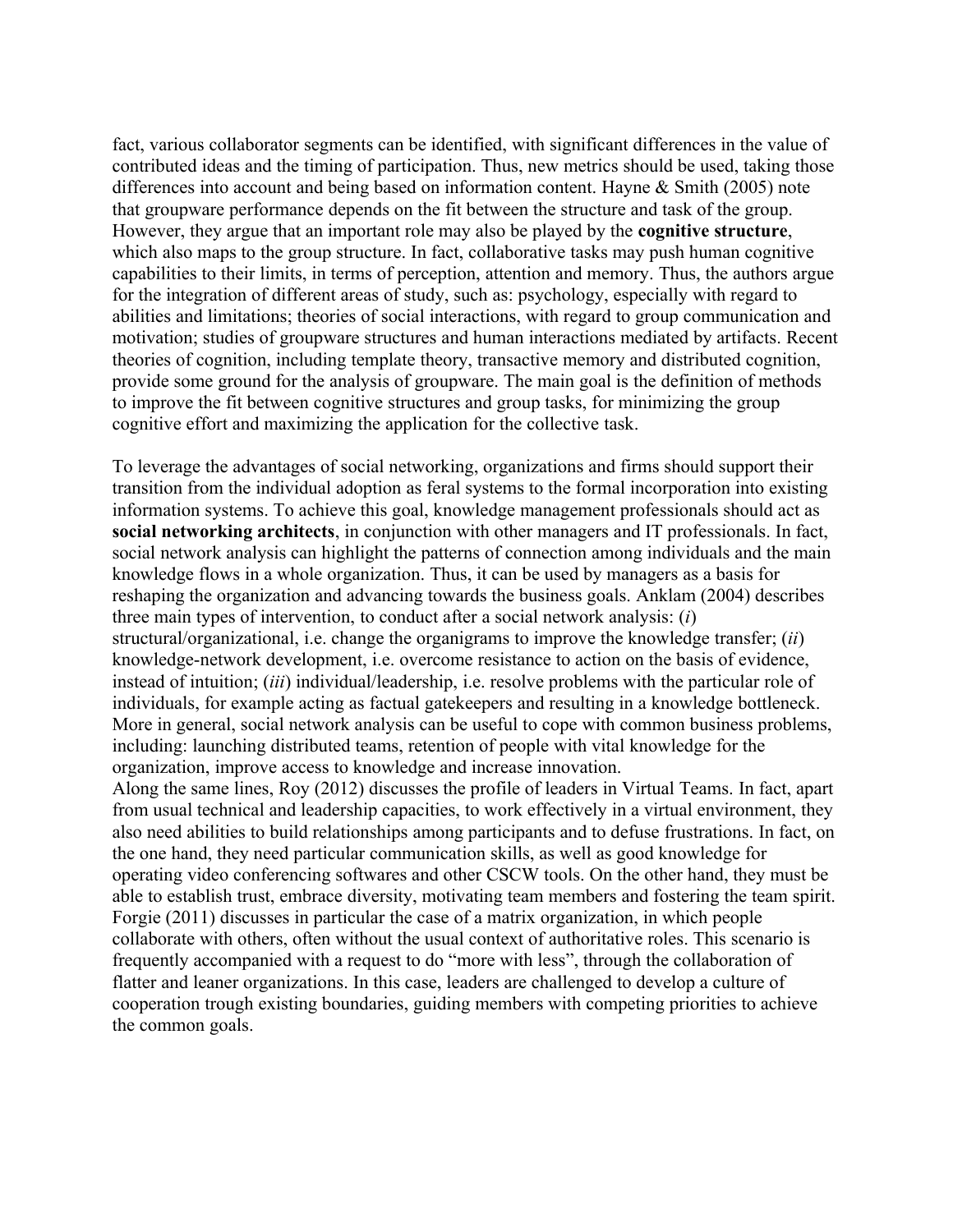fact, various collaborator segments can be identified, with significant differences in the value of contributed ideas and the timing of participation. Thus, new metrics should be used, taking those differences into account and being based on information content. Hayne & Smith (2005) note that groupware performance depends on the fit between the structure and task of the group. However, they argue that an important role may also be played by the **cognitive structure**, which also maps to the group structure. In fact, collaborative tasks may push human cognitive capabilities to their limits, in terms of perception, attention and memory. Thus, the authors argue for the integration of different areas of study, such as: psychology, especially with regard to abilities and limitations; theories of social interactions, with regard to group communication and motivation; studies of groupware structures and human interactions mediated by artifacts. Recent theories of cognition, including template theory, transactive memory and distributed cognition, provide some ground for the analysis of groupware. The main goal is the definition of methods to improve the fit between cognitive structures and group tasks, for minimizing the group cognitive effort and maximizing the application for the collective task.

To leverage the advantages of social networking, organizations and firms should support their transition from the individual adoption as feral systems to the formal incorporation into existing information systems. To achieve this goal, knowledge management professionals should act as **social networking architects**, in conjunction with other managers and IT professionals. In fact, social network analysis can highlight the patterns of connection among individuals and the main knowledge flows in a whole organization. Thus, it can be used by managers as a basis for reshaping the organization and advancing towards the business goals. Anklam (2004) describes three main types of intervention, to conduct after a social network analysis: (*i*) structural/organizational, i.e. change the organigrams to improve the knowledge transfer; (*ii*) knowledge-network development, i.e. overcome resistance to action on the basis of evidence, instead of intuition; (*iii*) individual/leadership, i.e. resolve problems with the particular role of individuals, for example acting as factual gatekeepers and resulting in a knowledge bottleneck. More in general, social network analysis can be useful to cope with common business problems, including: launching distributed teams, retention of people with vital knowledge for the organization, improve access to knowledge and increase innovation.
Along the same lines, Roy (2012) discusses the profile of leaders in Virtual Teams. In fact, apart from usual technical and leadership capacities, to work effectively in a virtual environment, they also need abilities to build relationships among participants and to defuse frustrations. In fact, on the one hand, they need particular communication skills, as well as good knowledge for operating video conferencing softwares and other CSCW tools. On the other hand, they must be able to establish trust, embrace diversity, motivating team members and fostering the team spirit. Forgie (2011) discusses in particular the case of a matrix organization, in which people collaborate with others, often without the usual context of authoritative roles. This scenario is frequently accompanied with a request to do "more with less", through the collaboration of flatter and leaner organizations. In this case, leaders are challenged to develop a culture of cooperation trough existing boundaries, guiding members with competing priorities to achieve the common goals.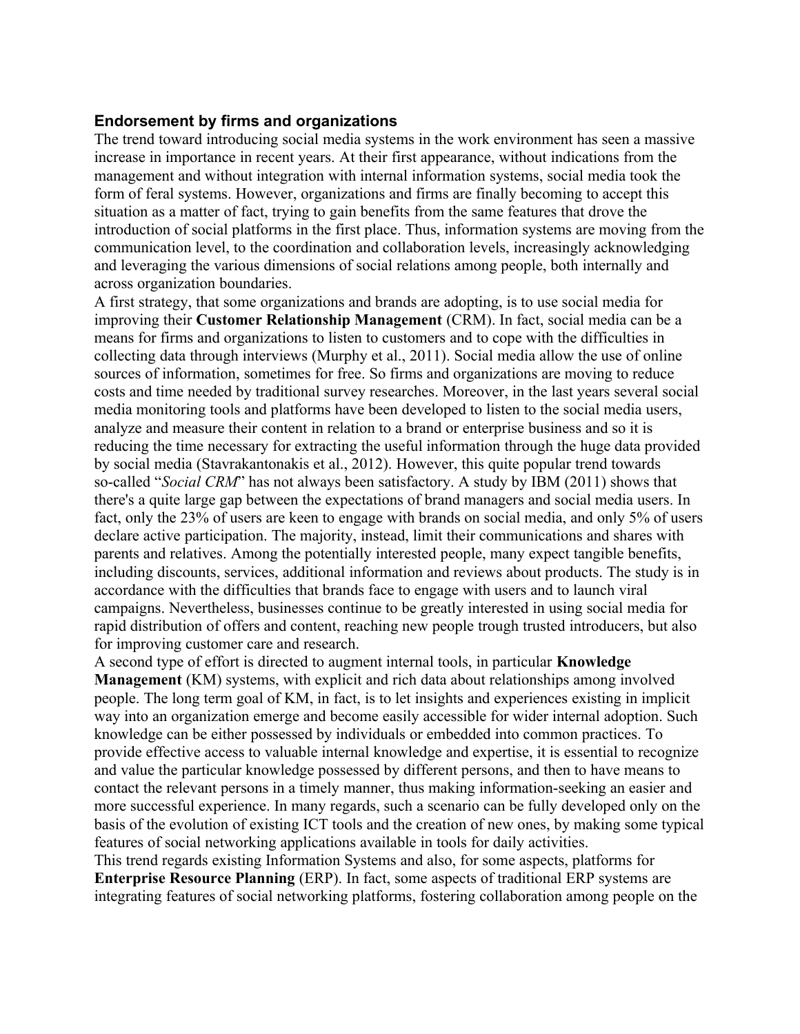### Endorsement by firms and organizations

The trend toward introducing social media systems in the work environment has seen a massive increase in importance in recent years. At their first appearance, without indications from the management and without integration with internal information systems, social media took the form of feral systems. However, organizations and firms are finally becoming to accept this situation as a matter of fact, trying to gain benefits from the same features that drove the introduction of social platforms in the first place. Thus, information systems are moving from the communication level, to the coordination and collaboration levels, increasingly acknowledging and leveraging the various dimensions of social relations among people, both internally and across organization boundaries.

A first strategy, that some organizations and brands are adopting, is to use social media for improving their **Customer Relationship Management** (CRM). In fact, social media can be a means for firms and organizations to listen to customers and to cope with the difficulties in collecting data through interviews (Murphy et al., 2011). Social media allow the use of online sources of information, sometimes for free. So firms and organizations are moving to reduce costs and time needed by traditional survey researches. Moreover, in the last years several social media monitoring tools and platforms have been developed to listen to the social media users, analyze and measure their content in relation to a brand or enterprise business and so it is reducing the time necessary for extracting the useful information through the huge data provided by social media (Stavrakantonakis et al., 2012). However, this quite popular trend towards so-called "*Social CRM*" has not always been satisfactory. A study by IBM (2011) shows that there's a quite large gap between the expectations of brand managers and social media users. In fact, only the 23% of users are keen to engage with brands on social media, and only 5% of users declare active participation. The majority, instead, limit their communications and shares with parents and relatives. Among the potentially interested people, many expect tangible benefits, including discounts, services, additional information and reviews about products. The study is in accordance with the difficulties that brands face to engage with users and to launch viral campaigns. Nevertheless, businesses continue to be greatly interested in using social media for rapid distribution of offers and content, reaching new people trough trusted introducers, but also for improving customer care and research.

A second type of effort is directed to augment internal tools, in particular **Knowledge Management** (KM) systems, with explicit and rich data about relationships among involved people. The long term goal of KM, in fact, is to let insights and experiences existing in implicit way into an organization emerge and become easily accessible for wider internal adoption. Such knowledge can be either possessed by individuals or embedded into common practices. To provide effective access to valuable internal knowledge and expertise, it is essential to recognize and value the particular knowledge possessed by different persons, and then to have means to contact the relevant persons in a timely manner, thus making information-seeking an easier and more successful experience. In many regards, such a scenario can be fully developed only on the basis of the evolution of existing ICT tools and the creation of new ones, by making some typical features of social networking applications available in tools for daily activities.

This trend regards existing Information Systems and also, for some aspects, platforms for **Enterprise Resource Planning** (ERP). In fact, some aspects of traditional ERP systems are integrating features of social networking platforms, fostering collaboration among people on the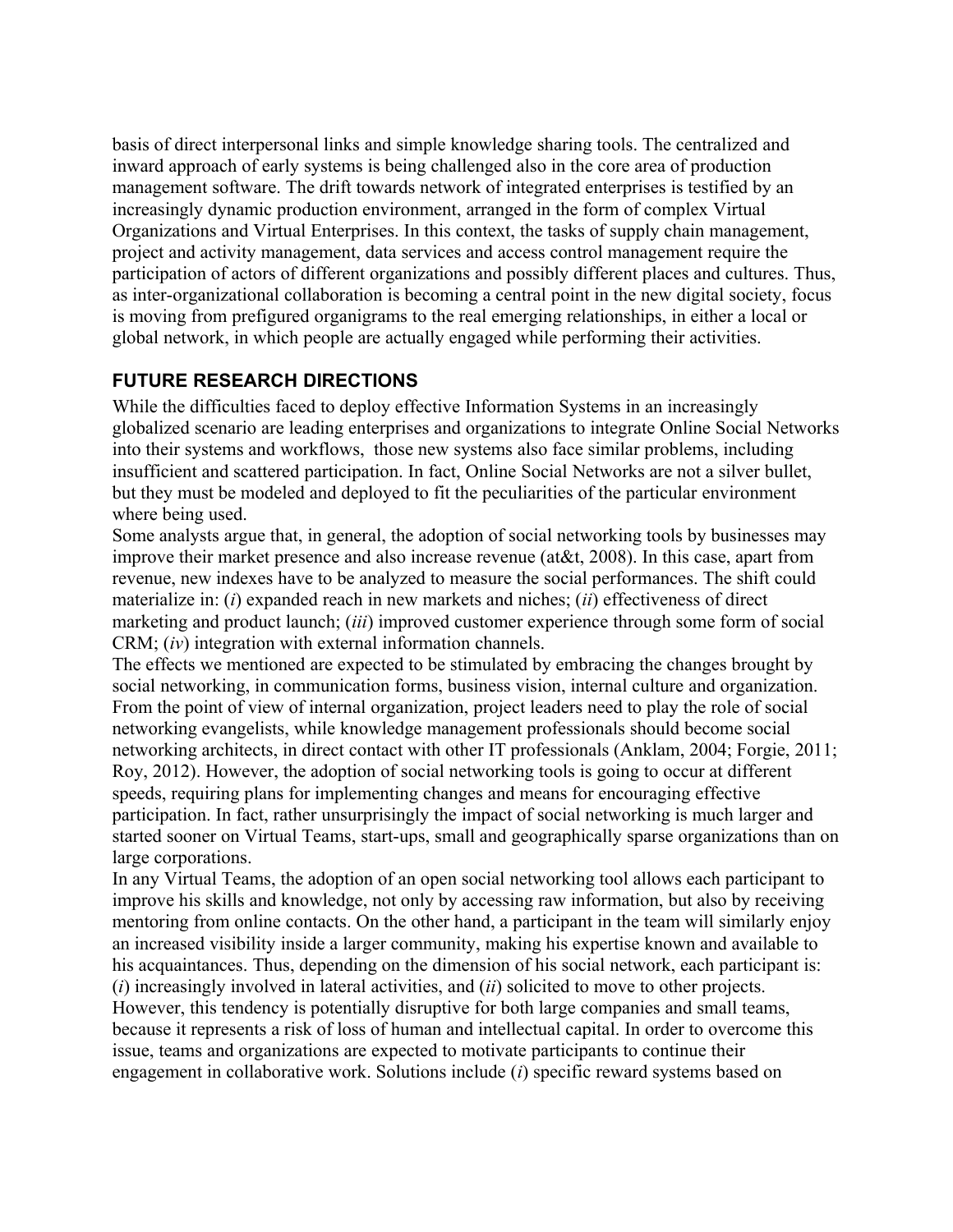basis of direct interpersonal links and simple knowledge sharing tools. The centralized and inward approach of early systems is being challenged also in the core area of production management software. The drift towards network of integrated enterprises is testified by an increasingly dynamic production environment, arranged in the form of complex Virtual Organizations and Virtual Enterprises. In this context, the tasks of supply chain management, project and activity management, data services and access control management require the participation of actors of different organizations and possibly different places and cultures. Thus, as inter-organizational collaboration is becoming a central point in the new digital society, focus is moving from prefigured organigrams to the real emerging relationships, in either a local or global network, in which people are actually engaged while performing their activities.

## FUTURE RESEARCH DIRECTIONS

While the difficulties faced to deploy effective Information Systems in an increasingly globalized scenario are leading enterprises and organizations to integrate Online Social Networks into their systems and workflows, those new systems also face similar problems, including insufficient and scattered participation. In fact, Online Social Networks are not a silver bullet, but they must be modeled and deployed to fit the peculiarities of the particular environment where being used.

Some analysts argue that, in general, the adoption of social networking tools by businesses may improve their market presence and also increase revenue (at&t, 2008). In this case, apart from revenue, new indexes have to be analyzed to measure the social performances. The shift could materialize in: (*i*) expanded reach in new markets and niches; (*ii*) effectiveness of direct marketing and product launch; (*iii*) improved customer experience through some form of social CRM; (*iv*) integration with external information channels.

The effects we mentioned are expected to be stimulated by embracing the changes brought by social networking, in communication forms, business vision, internal culture and organization. From the point of view of internal organization, project leaders need to play the role of social networking evangelists, while knowledge management professionals should become social networking architects, in direct contact with other IT professionals (Anklam, 2004; Forgie, 2011; Roy, 2012). However, the adoption of social networking tools is going to occur at different speeds, requiring plans for implementing changes and means for encouraging effective participation. In fact, rather unsurprisingly the impact of social networking is much larger and started sooner on Virtual Teams, start-ups, small and geographically sparse organizations than on large corporations.

In any Virtual Teams, the adoption of an open social networking tool allows each participant to improve his skills and knowledge, not only by accessing raw information, but also by receiving mentoring from online contacts. On the other hand, a participant in the team will similarly enjoy an increased visibility inside a larger community, making his expertise known and available to his acquaintances. Thus, depending on the dimension of his social network, each participant is: (*i*) increasingly involved in lateral activities, and (*ii*) solicited to move to other projects. However, this tendency is potentially disruptive for both large companies and small teams, because it represents a risk of loss of human and intellectual capital. In order to overcome this issue, teams and organizations are expected to motivate participants to continue their engagement in collaborative work. Solutions include (*i*) specific reward systems based on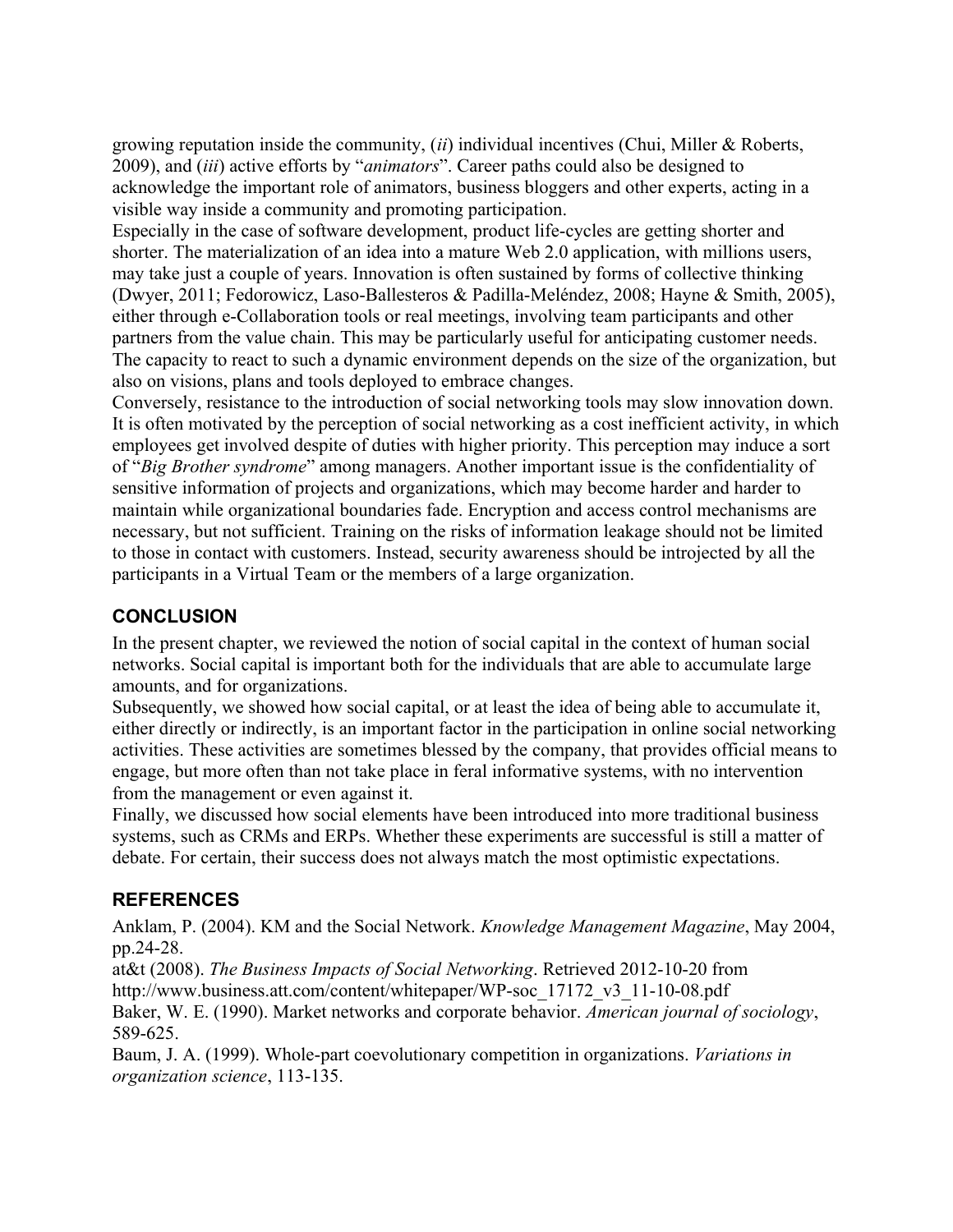growing reputation inside the community, (*ii*) individual incentives (Chui, Miller & Roberts, 2009), and (*iii*) active efforts by "*animators*". Career paths could also be designed to acknowledge the important role of animators, business bloggers and other experts, acting in a visible way inside a community and promoting participation.

Especially in the case of software development, product life-cycles are getting shorter and shorter. The materialization of an idea into a mature Web 2.0 application, with millions users, may take just a couple of years. Innovation is often sustained by forms of collective thinking (Dwyer, 2011; Fedorowicz, Laso-Ballesteros & Padilla-Meléndez, 2008; Hayne & Smith, 2005), either through e-Collaboration tools or real meetings, involving team participants and other partners from the value chain. This may be particularly useful for anticipating customer needs. The capacity to react to such a dynamic environment depends on the size of the organization, but also on visions, plans and tools deployed to embrace changes.

Conversely, resistance to the introduction of social networking tools may slow innovation down. It is often motivated by the perception of social networking as a cost inefficient activity, in which employees get involved despite of duties with higher priority. This perception may induce a sort of "*Big Brother syndrome*" among managers. Another important issue is the confidentiality of sensitive information of projects and organizations, which may become harder and harder to maintain while organizational boundaries fade. Encryption and access control mechanisms are necessary, but not sufficient. Training on the risks of information leakage should not be limited to those in contact with customers. Instead, security awareness should be introjected by all the participants in a Virtual Team or the members of a large organization.

## CONCLUSION

In the present chapter, we reviewed the notion of social capital in the context of human social networks. Social capital is important both for the individuals that are able to accumulate large amounts, and for organizations.

Subsequently, we showed how social capital, or at least the idea of being able to accumulate it, either directly or indirectly, is an important factor in the participation in online social networking activities. These activities are sometimes blessed by the company, that provides official means to engage, but more often than not take place in feral informative systems, with no intervention from the management or even against it.

Finally, we discussed how social elements have been introduced into more traditional business systems, such as CRMs and ERPs. Whether these experiments are successful is still a matter of debate. For certain, their success does not always match the most optimistic expectations.

## REFERENCES

Anklam, P. (2004). KM and the Social Network. *Knowledge Management Magazine*, May 2004, pp.24-28.

at&t (2008). *The Business Impacts of Social Networking*. Retrieved 2012-10-20 from http://www.business.att.com/content/whitepaper/WP-soc_17172_v3_11-10-08.pdf

Baker, W. E. (1990). Market networks and corporate behavior. *American journal of sociology*, 589-625.

Baum, J. A. (1999). Whole-part coevolutionary competition in organizations. *Variations in organization science*, 113-135.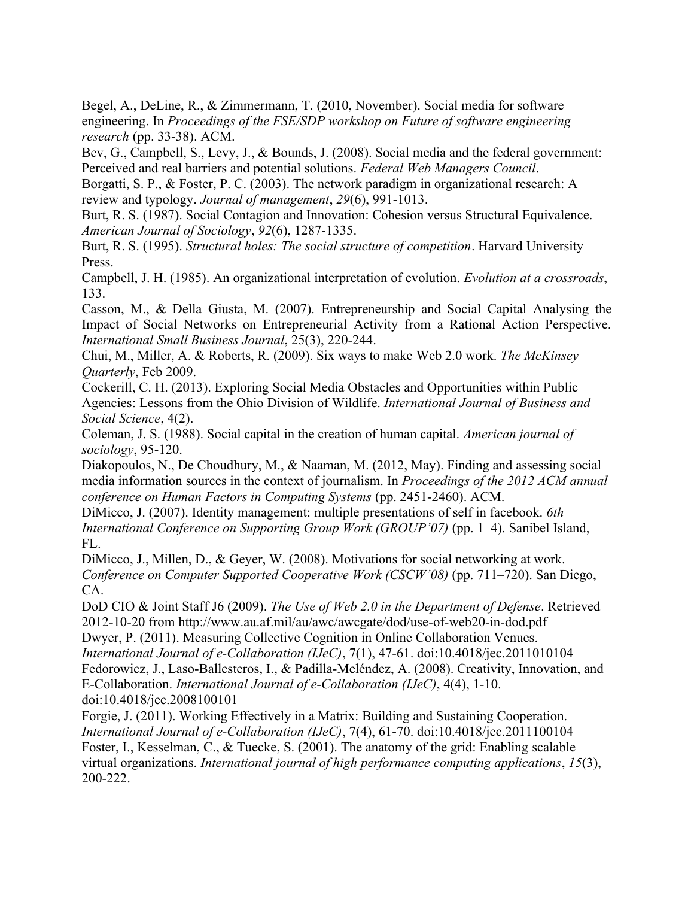Begel, A., DeLine, R., & Zimmermann, T. (2010, November). Social media for software engineering. In *Proceedings of the FSE/SDP workshop on Future of software engineering research* (pp. 33-38). ACM.

Bev, G., Campbell, S., Levy, J., & Bounds, J. (2008). Social media and the federal government: Perceived and real barriers and potential solutions. *Federal Web Managers Council*.

Borgatti, S. P., & Foster, P. C. (2003). The network paradigm in organizational research: A review and typology. *Journal of management*, *29*(6), 991-1013.

Burt, R. S. (1987). Social Contagion and Innovation: Cohesion versus Structural Equivalence. *American Journal of Sociology*, *92*(6), 1287-1335.

Burt, R. S. (1995). *Structural holes: The social structure of competition*. Harvard University Press.

Campbell, J. H. (1985). An organizational interpretation of evolution. *Evolution at a crossroads*, 133.

Casson, M., & Della Giusta, M. (2007). Entrepreneurship and Social Capital Analysing the Impact of Social Networks on Entrepreneurial Activity from a Rational Action Perspective. *International Small Business Journal*, 25(3), 220-244.

Chui, M., Miller, A. & Roberts, R. (2009). Six ways to make Web 2.0 work. *The McKinsey Quarterly*, Feb 2009.

Cockerill, C. H. (2013). Exploring Social Media Obstacles and Opportunities within Public Agencies: Lessons from the Ohio Division of Wildlife. *International Journal of Business and Social Science*, 4(2).

Coleman, J. S. (1988). Social capital in the creation of human capital. *American journal of sociology*, 95-120.

Diakopoulos, N., De Choudhury, M., & Naaman, M. (2012, May). Finding and assessing social media information sources in the context of journalism. In *Proceedings of the 2012 ACM annual conference on Human Factors in Computing Systems* (pp. 2451-2460). ACM.

DiMicco, J. (2007). Identity management: multiple presentations of self in facebook. *6th International Conference on Supporting Group Work (GROUP'07)* (pp. 1–4). Sanibel Island, FL.

DiMicco, J., Millen, D., & Geyer, W. (2008). Motivations for social networking at work. *Conference on Computer Supported Cooperative Work (CSCW'08)* (pp. 711–720). San Diego, CA.

DoD CIO & Joint Staff J6 (2009). *The Use of Web 2.0 in the Department of Defense*. Retrieved 2012-10-20 from http://www.au.af.mil/au/awc/awcgate/dod/use-of-web20-in-dod.pdf

Dwyer, P. (2011). Measuring Collective Cognition in Online Collaboration Venues. *International Journal of e-Collaboration (IJeC)*, 7(1), 47-61. doi:10.4018/jec.2011010104

Fedorowicz, J., Laso-Ballesteros, I., & Padilla-Meléndez, A. (2008). Creativity, Innovation, and E-Collaboration. *International Journal of e-Collaboration (IJeC)*, 4(4), 1-10. doi:10.4018/jec.2008100101

Forgie, J. (2011). Working Effectively in a Matrix: Building and Sustaining Cooperation. *International Journal of e-Collaboration (IJeC)*, 7(4), 61-70. doi:10.4018/jec.2011100104

Foster, I., Kesselman, C., & Tuecke, S. (2001). The anatomy of the grid: Enabling scalable virtual organizations. *International journal of high performance computing applications*, *15*(3), 200-222.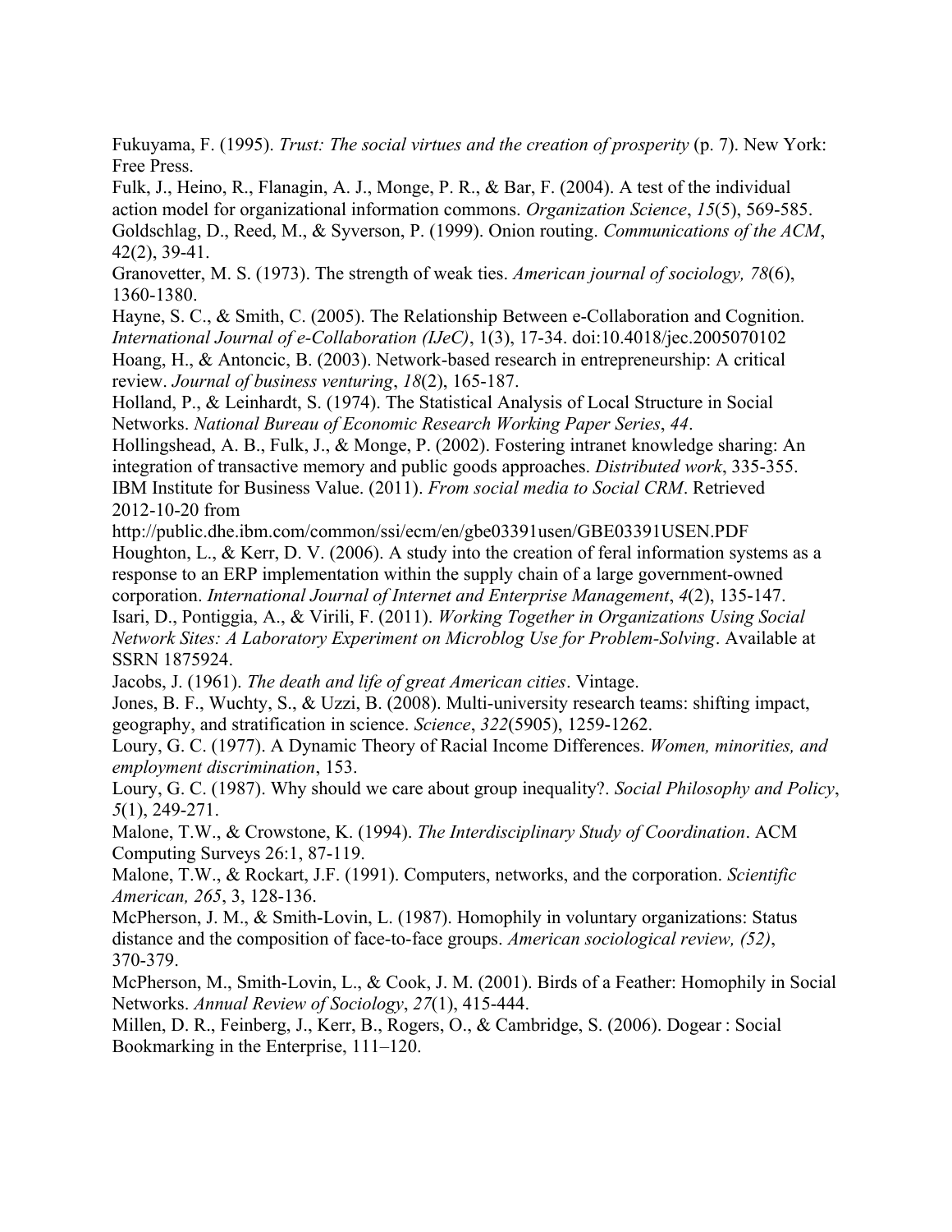Fukuyama, F. (1995). *Trust: The social virtues and the creation of prosperity* (p. 7). New York: Free Press.

Fulk, J., Heino, R., Flanagin, A. J., Monge, P. R., & Bar, F. (2004). A test of the individual action model for organizational information commons. *Organization Science*, *15*(5), 569-585.

Goldschlag, D., Reed, M., & Syverson, P. (1999). Onion routing. *Communications of the ACM*, 42(2), 39-41.

Granovetter, M. S. (1973). The strength of weak ties. *American journal of sociology, 78*(6), 1360-1380.

Hayne, S. C., & Smith, C. (2005). The Relationship Between e-Collaboration and Cognition. *International Journal of e-Collaboration (IJeC)*, 1(3), 17-34. doi:10.4018/jec.2005070102

Hoang, H., & Antoncic, B. (2003). Network-based research in entrepreneurship: A critical review. *Journal of business venturing*, *18*(2), 165-187.

Holland, P., & Leinhardt, S. (1974). The Statistical Analysis of Local Structure in Social Networks. *National Bureau of Economic Research Working Paper Series*, *44*.

Hollingshead, A. B., Fulk, J., & Monge, P. (2002). Fostering intranet knowledge sharing: An integration of transactive memory and public goods approaches. *Distributed work*, 335-355.

IBM Institute for Business Value. (2011). *From social media to Social CRM*. Retrieved 2012-10-20 from http://public.dhe.ibm.com/common/ssi/ecm/en/gbe03391usen/GBE03391USEN.PDF

Houghton, L., & Kerr, D. V. (2006). A study into the creation of feral information systems as a response to an ERP implementation within the supply chain of a large government-owned corporation. *International Journal of Internet and Enterprise Management*, *4*(2), 135-147.

Isari, D., Pontiggia, A., & Virili, F. (2011). *Working Together in Organizations Using Social Network Sites: A Laboratory Experiment on Microblog Use for Problem-Solving*. Available at SSRN 1875924.

Jacobs, J. (1961). *The death and life of great American cities*. Vintage.

Jones, B. F., Wuchty, S., & Uzzi, B. (2008). Multi-university research teams: shifting impact, geography, and stratification in science. *Science*, *322*(5905), 1259-1262.

Loury, G. C. (1977). A Dynamic Theory of Racial Income Differences. *Women, minorities, and employment discrimination*, 153.

Loury, G. C. (1987). Why should we care about group inequality?. *Social Philosophy and Policy*, *5*(1), 249-271.

Malone, T.W., & Crowstone, K. (1994). *The Interdisciplinary Study of Coordination*. ACM Computing Surveys 26:1, 87-119.

Malone, T.W., & Rockart, J.F. (1991). Computers, networks, and the corporation. *Scientific American, 265*, 3, 128-136.

McPherson, J. M., & Smith-Lovin, L. (1987). Homophily in voluntary organizations: Status distance and the composition of face-to-face groups. *American sociological review, (52)*, 370-379.

McPherson, M., Smith-Lovin, L., & Cook, J. M. (2001). Birds of a Feather: Homophily in Social Networks. *Annual Review of Sociology*, *27*(1), 415-444.

Millen, D. R., Feinberg, J., Kerr, B., Rogers, O., & Cambridge, S. (2006). Dogear : Social Bookmarking in the Enterprise, 111–120.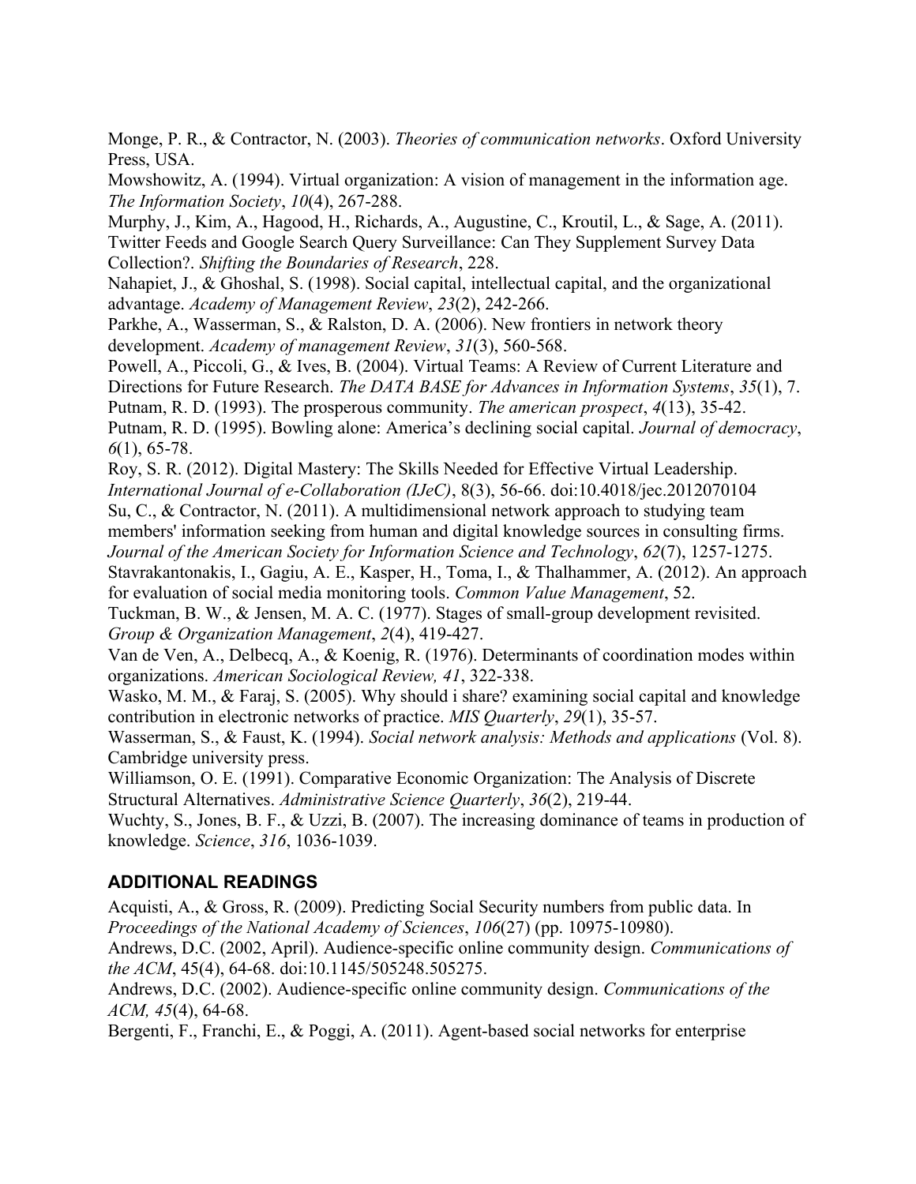Monge, P. R., & Contractor, N. (2003). *Theories of communication networks*. Oxford University Press, USA.

Mowshowitz, A. (1994). Virtual organization: A vision of management in the information age. *The Information Society*, *10*(4), 267-288.

Murphy, J., Kim, A., Hagood, H., Richards, A., Augustine, C., Kroutil, L., & Sage, A. (2011). Twitter Feeds and Google Search Query Surveillance: Can They Supplement Survey Data Collection?. *Shifting the Boundaries of Research*, 228.

Nahapiet, J., & Ghoshal, S. (1998). Social capital, intellectual capital, and the organizational advantage. *Academy of Management Review*, *23*(2), 242-266.

Parkhe, A., Wasserman, S., & Ralston, D. A. (2006). New frontiers in network theory development. *Academy of management Review*, *31*(3), 560-568.

Powell, A., Piccoli, G., & Ives, B. (2004). Virtual Teams: A Review of Current Literature and Directions for Future Research. *The DATA BASE for Advances in Information Systems*, *35*(1), 7.

Putnam, R. D. (1993). The prosperous community. *The american prospect*, *4*(13), 35-42.

Putnam, R. D. (1995). Bowling alone: America's declining social capital. *Journal of democracy*, *6*(1), 65-78.

Roy, S. R. (2012). Digital Mastery: The Skills Needed for Effective Virtual Leadership. *International Journal of e-Collaboration (IJeC)*, 8(3), 56-66. doi:10.4018/jec.2012070104

Su, C., & Contractor, N. (2011). A multidimensional network approach to studying team members' information seeking from human and digital knowledge sources in consulting firms. *Journal of the American Society for Information Science and Technology*, *62*(7), 1257-1275.

Stavrakantonakis, I., Gagiu, A. E., Kasper, H., Toma, I., & Thalhammer, A. (2012). An approach for evaluation of social media monitoring tools. *Common Value Management*, 52.

Tuckman, B. W., & Jensen, M. A. C. (1977). Stages of small-group development revisited. *Group & Organization Management*, *2*(4), 419-427.

Van de Ven, A., Delbecq, A., & Koenig, R. (1976). Determinants of coordination modes within organizations. *American Sociological Review, 41*, 322-338.

Wasko, M. M., & Faraj, S. (2005). Why should i share? examining social capital and knowledge contribution in electronic networks of practice. *MIS Quarterly*, *29*(1), 35-57.

Wasserman, S., & Faust, K. (1994). *Social network analysis: Methods and applications* (Vol. 8). Cambridge university press.

Williamson, O. E. (1991). Comparative Economic Organization: The Analysis of Discrete Structural Alternatives. *Administrative Science Quarterly*, *36*(2), 219-44.

Wuchty, S., Jones, B. F., & Uzzi, B. (2007). The increasing dominance of teams in production of knowledge. *Science*, *316*, 1036-1039.

## ADDITIONAL READINGS

Acquisti, A., & Gross, R. (2009). Predicting Social Security numbers from public data. In *Proceedings of the National Academy of Sciences*, *106*(27) (pp. 10975-10980).

Andrews, D.C. (2002, April). Audience-specific online community design. *Communications of the ACM*, 45(4), 64-68. doi:10.1145/505248.505275.

Andrews, D.C. (2002). Audience-specific online community design. *Communications of the ACM, 45*(4), 64-68.

Bergenti, F., Franchi, E., & Poggi, A. (2011). Agent-based social networks for enterprise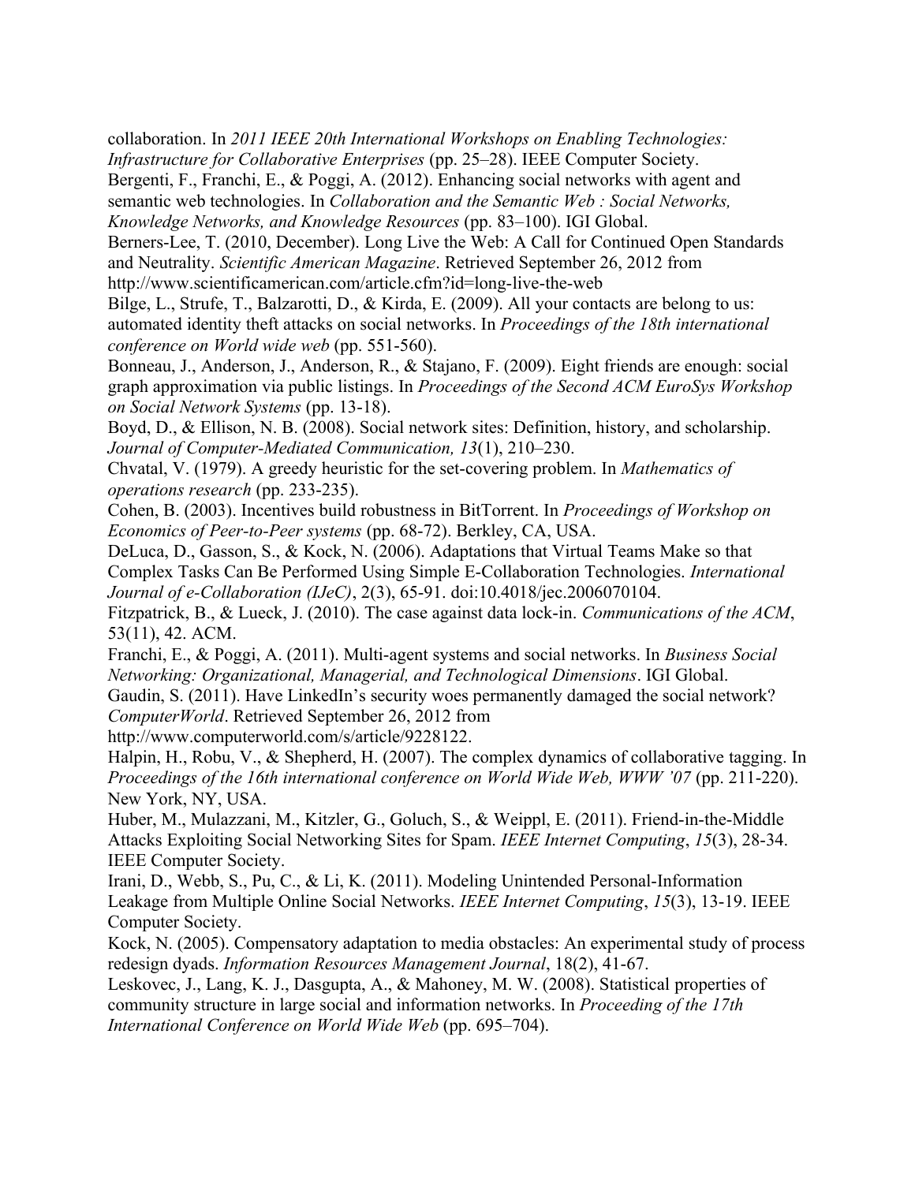collaboration. In *2011 IEEE 20th International Workshops on Enabling Technologies: Infrastructure for Collaborative Enterprises* (pp. 25–28). IEEE Computer Society.

Bergenti, F., Franchi, E., & Poggi, A. (2012). Enhancing social networks with agent and semantic web technologies. In *Collaboration and the Semantic Web : Social Networks, Knowledge Networks, and Knowledge Resources* (pp. 83–100). IGI Global.

Berners-Lee, T. (2010, December). Long Live the Web: A Call for Continued Open Standards and Neutrality. *Scientific American Magazine*. Retrieved September 26, 2012 from http://www.scientificamerican.com/article.cfm?id=long-live-the-web

Bilge, L., Strufe, T., Balzarotti, D., & Kirda, E. (2009). All your contacts are belong to us: automated identity theft attacks on social networks. In *Proceedings of the 18th international conference on World wide web* (pp. 551-560).

Bonneau, J., Anderson, J., Anderson, R., & Stajano, F. (2009). Eight friends are enough: social graph approximation via public listings. In *Proceedings of the Second ACM EuroSys Workshop on Social Network Systems* (pp. 13-18).

Boyd, D., & Ellison, N. B. (2008). Social network sites: Definition, history, and scholarship. *Journal of Computer-Mediated Communication, 13*(1), 210–230.

Chvatal, V. (1979). A greedy heuristic for the set-covering problem. In *Mathematics of operations research* (pp. 233-235).

Cohen, B. (2003). Incentives build robustness in BitTorrent. In *Proceedings of Workshop on Economics of Peer-to-Peer systems* (pp. 68-72). Berkley, CA, USA.

DeLuca, D., Gasson, S., & Kock, N. (2006). Adaptations that Virtual Teams Make so that Complex Tasks Can Be Performed Using Simple E-Collaboration Technologies. *International Journal of e-Collaboration (IJeC)*, 2(3), 65-91. doi:10.4018/jec.2006070104.

Fitzpatrick, B., & Lueck, J. (2010). The case against data lock-in. *Communications of the ACM*, 53(11), 42. ACM.

Franchi, E., & Poggi, A. (2011). Multi-agent systems and social networks. In *Business Social Networking: Organizational, Managerial, and Technological Dimensions*. IGI Global.

Gaudin, S. (2011). Have LinkedIn's security woes permanently damaged the social network? *ComputerWorld*. Retrieved September 26, 2012 from http://www.computerworld.com/s/article/9228122.

Halpin, H., Robu, V., & Shepherd, H. (2007). The complex dynamics of collaborative tagging. In *Proceedings of the 16th international conference on World Wide Web, WWW '07* (pp. 211-220). New York, NY, USA.

Huber, M., Mulazzani, M., Kitzler, G., Goluch, S., & Weippl, E. (2011). Friend-in-the-Middle Attacks Exploiting Social Networking Sites for Spam. *IEEE Internet Computing*, *15*(3), 28-34. IEEE Computer Society.

Irani, D., Webb, S., Pu, C., & Li, K. (2011). Modeling Unintended Personal-Information Leakage from Multiple Online Social Networks. *IEEE Internet Computing*, *15*(3), 13-19. IEEE Computer Society.

Kock, N. (2005). Compensatory adaptation to media obstacles: An experimental study of process redesign dyads. *Information Resources Management Journal*, 18(2), 41-67.

Leskovec, J., Lang, K. J., Dasgupta, A., & Mahoney, M. W. (2008). Statistical properties of community structure in large social and information networks. In *Proceeding of the 17th International Conference on World Wide Web* (pp. 695–704).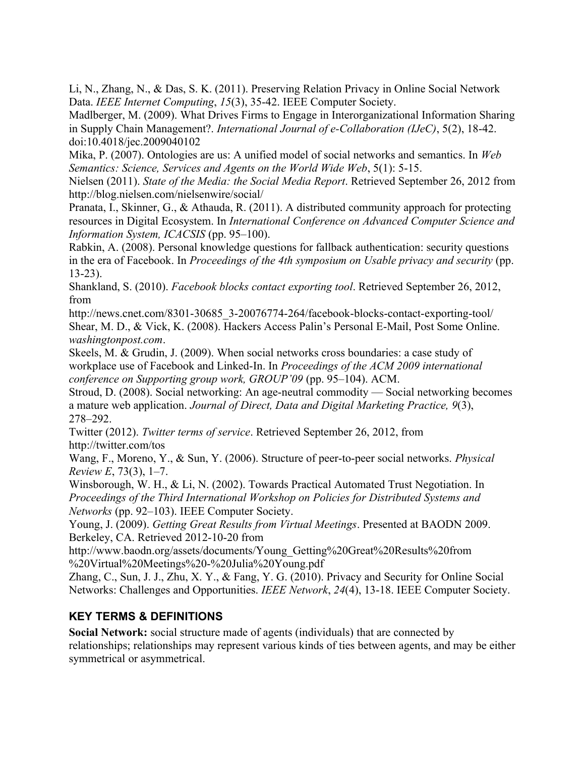Li, N., Zhang, N., & Das, S. K. (2011). Preserving Relation Privacy in Online Social Network Data. *IEEE Internet Computing*, *15*(3), 35-42. IEEE Computer Society.

Madlberger, M. (2009). What Drives Firms to Engage in Interorganizational Information Sharing in Supply Chain Management?. *International Journal of e-Collaboration (IJeC)*, 5(2), 18-42. doi:10.4018/jec.2009040102

Mika, P. (2007). Ontologies are us: A unified model of social networks and semantics. In *Web Semantics: Science, Services and Agents on the World Wide Web*, 5(1): 5-15.

Nielsen (2011). *State of the Media: the Social Media Report*. Retrieved September 26, 2012 from http://blog.nielsen.com/nielsenwire/social/

Pranata, I., Skinner, G., & Athauda, R. (2011). A distributed community approach for protecting resources in Digital Ecosystem. In *International Conference on Advanced Computer Science and Information System, ICACSIS* (pp. 95–100).

Rabkin, A. (2008). Personal knowledge questions for fallback authentication: security questions in the era of Facebook. In *Proceedings of the 4th symposium on Usable privacy and security* (pp. 13-23).

Shankland, S. (2010). *Facebook blocks contact exporting tool*. Retrieved September 26, 2012, from http://news.cnet.com/8301-30685_3-20076774-264/facebook-blocks-contact-exporting-tool/

Shear, M. D., & Vick, K. (2008). Hackers Access Palin's Personal E-Mail, Post Some Online. *washingtonpost.com*.

Skeels, M. & Grudin, J. (2009). When social networks cross boundaries: a case study of workplace use of Facebook and Linked-In. In *Proceedings of the ACM 2009 international conference on Supporting group work, GROUP'09* (pp. 95–104). ACM.

Stroud, D. (2008). Social networking: An age-neutral commodity — Social networking becomes a mature web application. *Journal of Direct, Data and Digital Marketing Practice, 9*(3), 278–292.

Twitter (2012). *Twitter terms of service*. Retrieved September 26, 2012, from http://twitter.com/tos

Wang, F., Moreno, Y., & Sun, Y. (2006). Structure of peer-to-peer social networks. *Physical Review E*, 73(3), 1–7.

Winsborough, W. H., & Li, N. (2002). Towards Practical Automated Trust Negotiation. In *Proceedings of the Third International Workshop on Policies for Distributed Systems and Networks* (pp. 92–103). IEEE Computer Society.

Young, J. (2009). *Getting Great Results from Virtual Meetings*. Presented at BAODN 2009. Berkeley, CA. Retrieved 2012-10-20 from http://www.baodn.org/assets/documents/Young_Getting%20Great%20Results%20from%20Virtual%20Meetings%20-%20Julia%20Young.pdf

Zhang, C., Sun, J. J., Zhu, X. Y., & Fang, Y. G. (2010). Privacy and Security for Online Social Networks: Challenges and Opportunities. *IEEE Network*, *24*(4), 13-18. IEEE Computer Society.

## KEY TERMS & DEFINITIONS

**Social Network:** social structure made of agents (individuals) that are connected by relationships; relationships may represent various kinds of ties between agents, and may be either symmetrical or asymmetrical.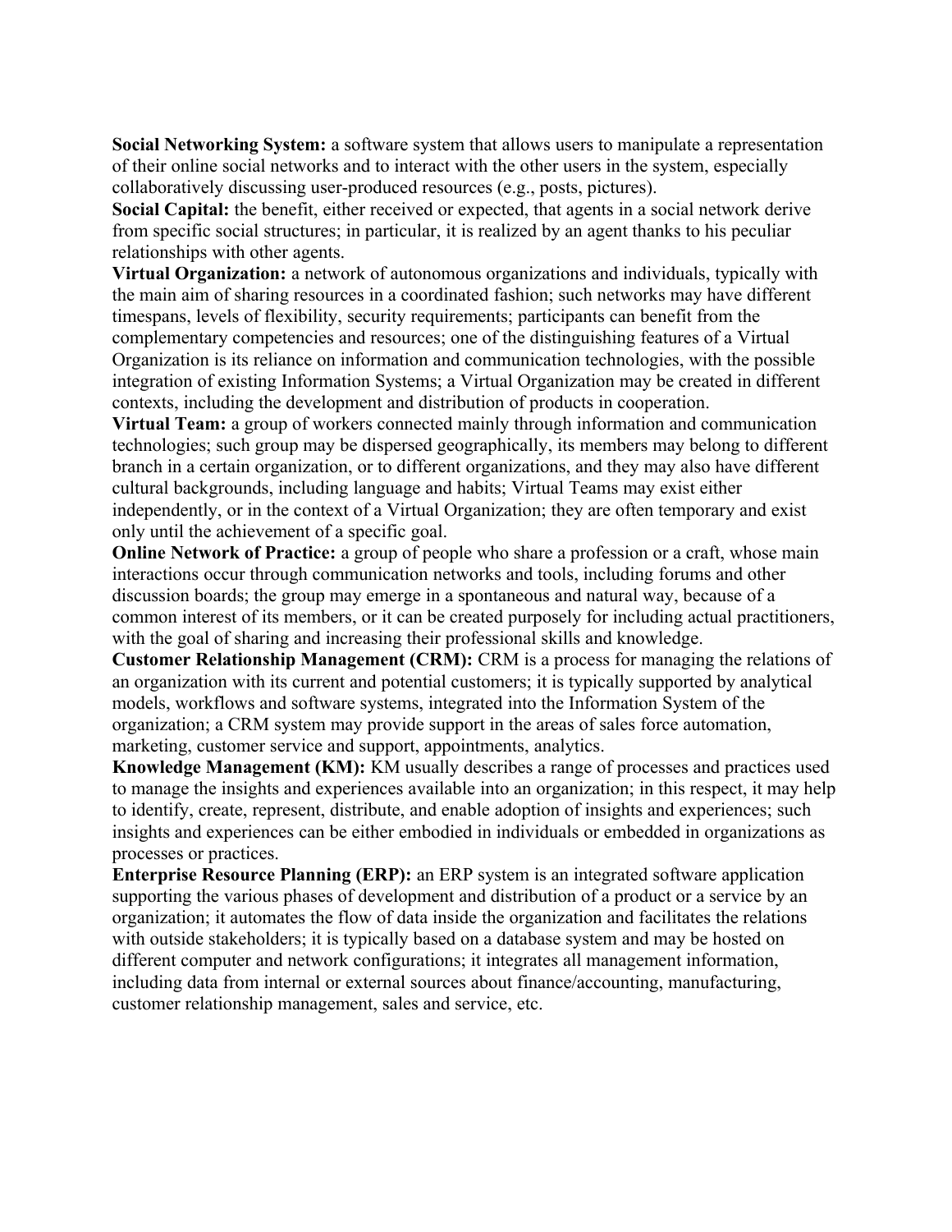**Social Networking System:** a software system that allows users to manipulate a representation of their online social networks and to interact with the other users in the system, especially collaboratively discussing user-produced resources (e.g., posts, pictures).

**Social Capital:** the benefit, either received or expected, that agents in a social network derive from specific social structures; in particular, it is realized by an agent thanks to his peculiar relationships with other agents.

**Virtual Organization:** a network of autonomous organizations and individuals, typically with the main aim of sharing resources in a coordinated fashion; such networks may have different timespans, levels of flexibility, security requirements; participants can benefit from the complementary competencies and resources; one of the distinguishing features of a Virtual Organization is its reliance on information and communication technologies, with the possible integration of existing Information Systems; a Virtual Organization may be created in different contexts, including the development and distribution of products in cooperation.

**Virtual Team:** a group of workers connected mainly through information and communication technologies; such group may be dispersed geographically, its members may belong to different branch in a certain organization, or to different organizations, and they may also have different cultural backgrounds, including language and habits; Virtual Teams may exist either independently, or in the context of a Virtual Organization; they are often temporary and exist only until the achievement of a specific goal.

**Online Network of Practice:** a group of people who share a profession or a craft, whose main interactions occur through communication networks and tools, including forums and other discussion boards; the group may emerge in a spontaneous and natural way, because of a common interest of its members, or it can be created purposely for including actual practitioners, with the goal of sharing and increasing their professional skills and knowledge.

**Customer Relationship Management (CRM):** CRM is a process for managing the relations of an organization with its current and potential customers; it is typically supported by analytical models, workflows and software systems, integrated into the Information System of the organization; a CRM system may provide support in the areas of sales force automation, marketing, customer service and support, appointments, analytics.

**Knowledge Management (KM):** KM usually describes a range of processes and practices used to manage the insights and experiences available into an organization; in this respect, it may help to identify, create, represent, distribute, and enable adoption of insights and experiences; such insights and experiences can be either embodied in individuals or embedded in organizations as processes or practices.

**Enterprise Resource Planning (ERP):** an ERP system is an integrated software application supporting the various phases of development and distribution of a product or a service by an organization; it automates the flow of data inside the organization and facilitates the relations with outside stakeholders; it is typically based on a database system and may be hosted on different computer and network configurations; it integrates all management information, including data from internal or external sources about finance/accounting, manufacturing, customer relationship management, sales and service, etc.